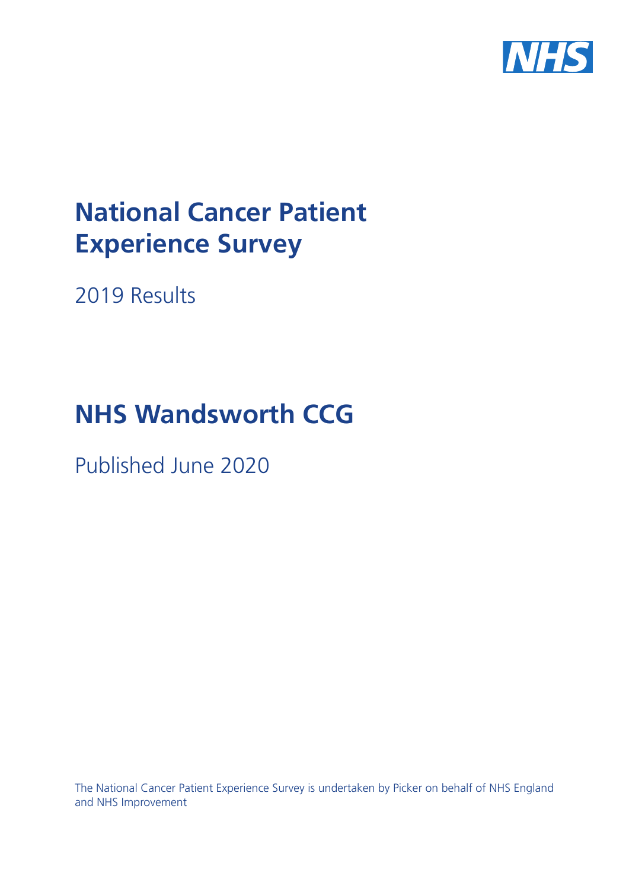# National Cancer Patient Experience Survey

2019 Results

# NHS Wandsworth CCG

Published June 2020

The National Cancer Patient Experience Survey is undertaken by Picker on behalf of NHS England and NHS Improvement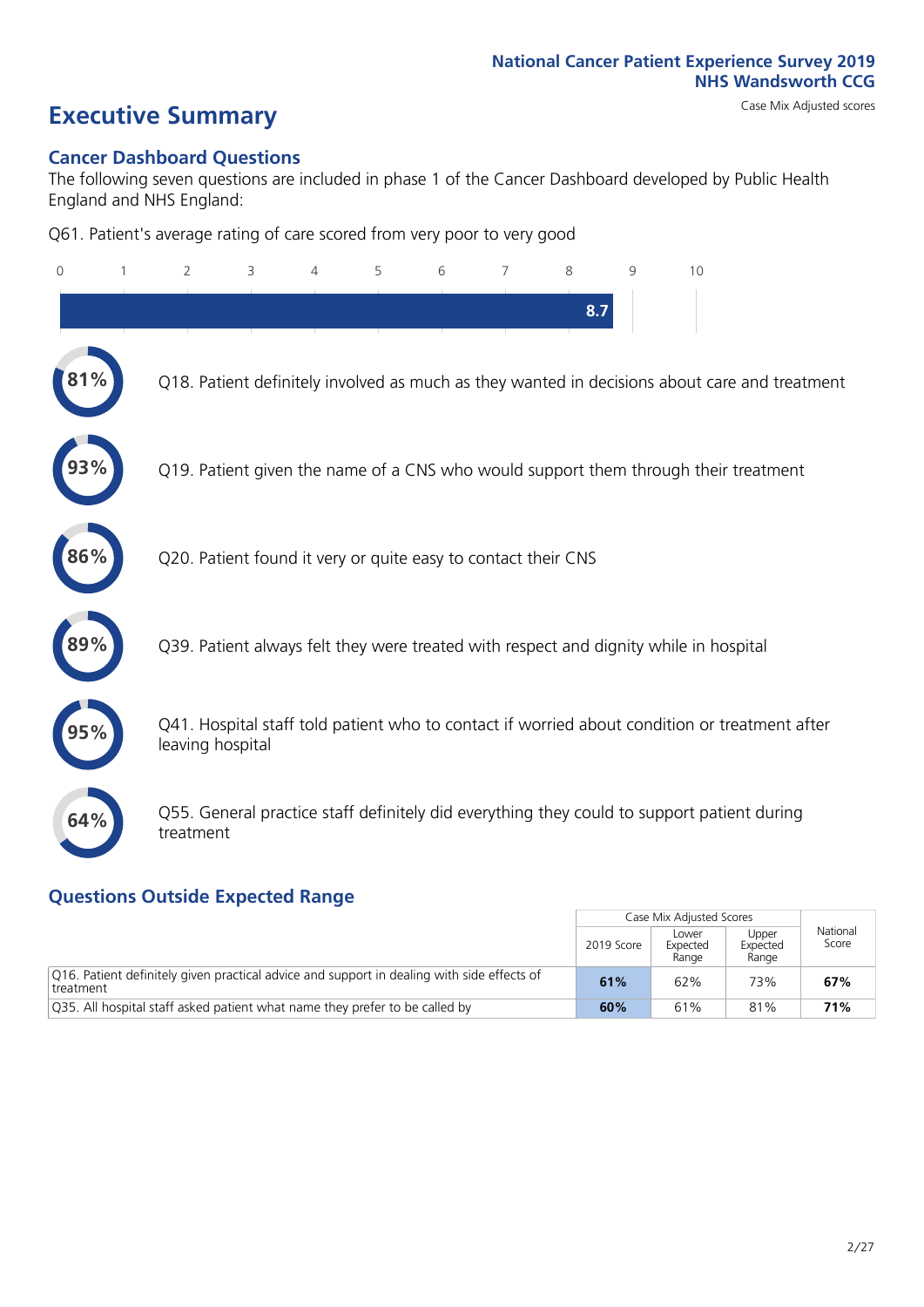# Executive Summary

National Cancer Patient Experience Survey 2019
NHS Wandsworth CCG
Case Mix Adjusted scores

## Cancer Dashboard Questions

The following seven questions are included in phase 1 of the Cancer Dashboard developed by Public Health England and NHS England:

Q61. Patient's average rating of care scored from very poor to very good

8.7

- **81%** Q18. Patient definitely involved as much as they wanted in decisions about care and treatment
- **93%** Q19. Patient given the name of a CNS who would support them through their treatment
- **86%** Q20. Patient found it very or quite easy to contact their CNS
- **89%** Q39. Patient always felt they were treated with respect and dignity while in hospital
- **95%** Q41. Hospital staff told patient who to contact if worried about condition or treatment after leaving hospital
- **64%** Q55. General practice staff definitely did everything they could to support patient during treatment

## Questions Outside Expected Range

| | Case Mix Adjusted Scores | | | National Score |
|---|---|---|---|---|
| | 2019 Score | Lower Expected Range | Upper Expected Range | |
| Q16. Patient definitely given practical advice and support in dealing with side effects of treatment | **61%** | 62% | 73% | **67%** |
| Q35. All hospital staff asked patient what name they prefer to be called by | **60%** | 61% | 81% | **71%** |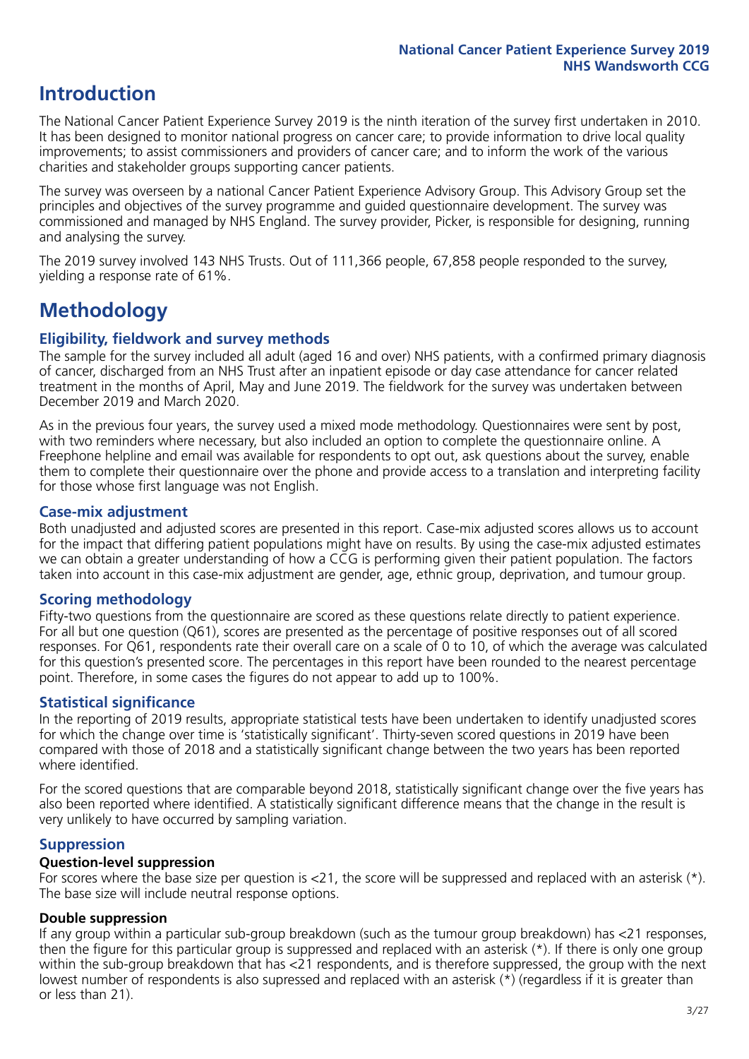# Introduction

The National Cancer Patient Experience Survey 2019 is the ninth iteration of the survey first undertaken in 2010. It has been designed to monitor national progress on cancer care; to provide information to drive local quality improvements; to assist commissioners and providers of cancer care; and to inform the work of the various charities and stakeholder groups supporting cancer patients.

The survey was overseen by a national Cancer Patient Experience Advisory Group. This Advisory Group set the principles and objectives of the survey programme and guided questionnaire development. The survey was commissioned and managed by NHS England. The survey provider, Picker, is responsible for designing, running and analysing the survey.

The 2019 survey involved 143 NHS Trusts. Out of 111,366 people, 67,858 people responded to the survey, yielding a response rate of 61%.

# Methodology

## Eligibility, fieldwork and survey methods

The sample for the survey included all adult (aged 16 and over) NHS patients, with a confirmed primary diagnosis of cancer, discharged from an NHS Trust after an inpatient episode or day case attendance for cancer related treatment in the months of April, May and June 2019. The fieldwork for the survey was undertaken between December 2019 and March 2020.

As in the previous four years, the survey used a mixed mode methodology. Questionnaires were sent by post, with two reminders where necessary, but also included an option to complete the questionnaire online. A Freephone helpline and email was available for respondents to opt out, ask questions about the survey, enable them to complete their questionnaire over the phone and provide access to a translation and interpreting facility for those whose first language was not English.

## Case-mix adjustment

Both unadjusted and adjusted scores are presented in this report. Case-mix adjusted scores allows us to account for the impact that differing patient populations might have on results. By using the case-mix adjusted estimates we can obtain a greater understanding of how a CCG is performing given their patient population. The factors taken into account in this case-mix adjustment are gender, age, ethnic group, deprivation, and tumour group.

## Scoring methodology

Fifty-two questions from the questionnaire are scored as these questions relate directly to patient experience. For all but one question (Q61), scores are presented as the percentage of positive responses out of all scored responses. For Q61, respondents rate their overall care on a scale of 0 to 10, of which the average was calculated for this question's presented score. The percentages in this report have been rounded to the nearest percentage point. Therefore, in some cases the figures do not appear to add up to 100%.

## Statistical significance

In the reporting of 2019 results, appropriate statistical tests have been undertaken to identify unadjusted scores for which the change over time is 'statistically significant'. Thirty-seven scored questions in 2019 have been compared with those of 2018 and a statistically significant change between the two years has been reported where identified.

For the scored questions that are comparable beyond 2018, statistically significant change over the five years has also been reported where identified. A statistically significant difference means that the change in the result is very unlikely to have occurred by sampling variation.

## Suppression

### Question-level suppression

For scores where the base size per question is <21, the score will be suppressed and replaced with an asterisk (*). The base size will include neutral response options.

### Double suppression

If any group within a particular sub-group breakdown (such as the tumour group breakdown) has <21 responses, then the figure for this particular group is suppressed and replaced with an asterisk (*). If there is only one group within the sub-group breakdown that has <21 respondents, and is therefore suppressed, the group with the next lowest number of respondents is also supressed and replaced with an asterisk (*) (regardless if it is greater than or less than 21).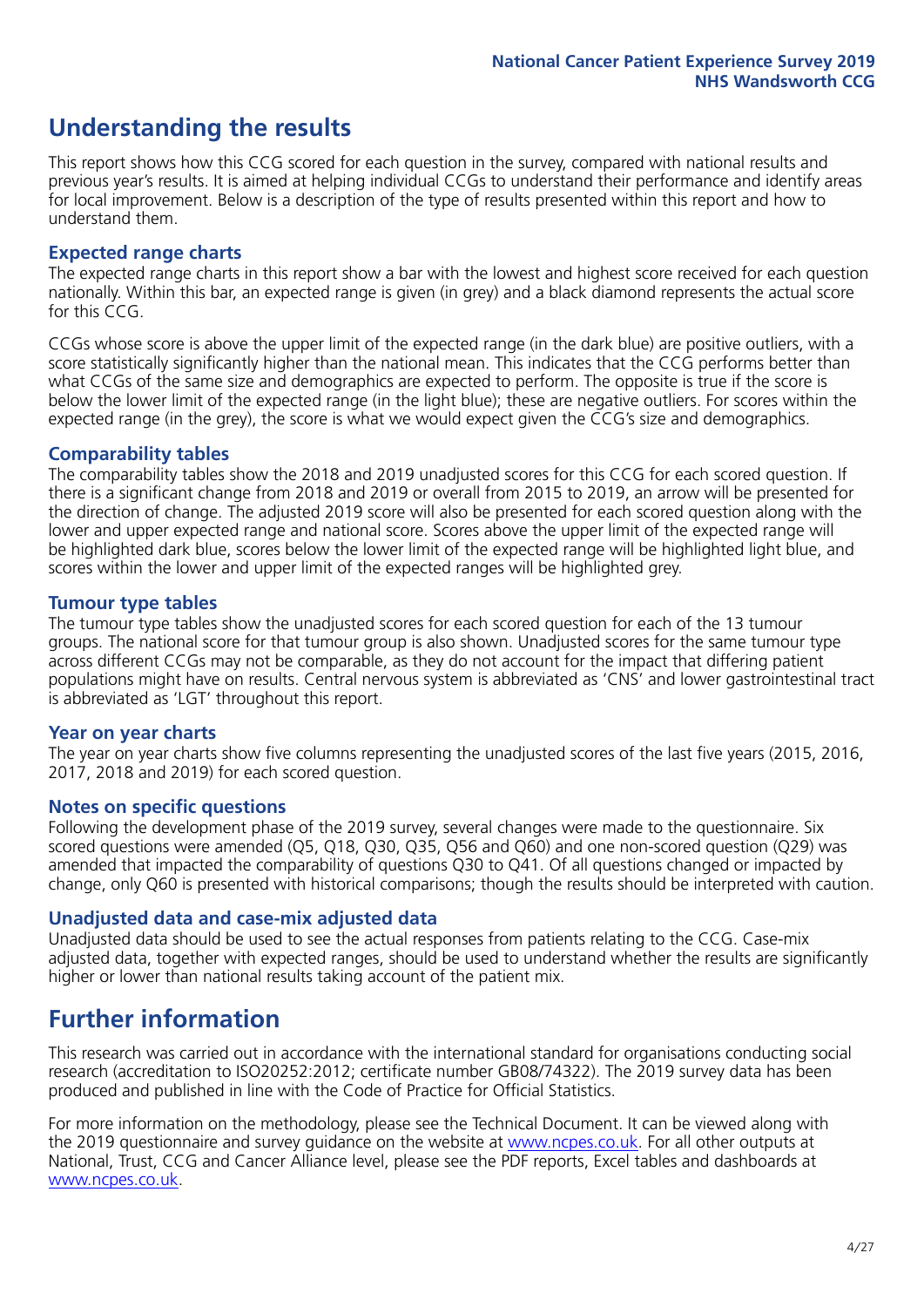# Understanding the results

This report shows how this CCG scored for each question in the survey, compared with national results and previous year's results. It is aimed at helping individual CCGs to understand their performance and identify areas for local improvement. Below is a description of the type of results presented within this report and how to understand them.

## Expected range charts

The expected range charts in this report show a bar with the lowest and highest score received for each question nationally. Within this bar, an expected range is given (in grey) and a black diamond represents the actual score for this CCG.

CCGs whose score is above the upper limit of the expected range (in the dark blue) are positive outliers, with a score statistically significantly higher than the national mean. This indicates that the CCG performs better than what CCGs of the same size and demographics are expected to perform. The opposite is true if the score is below the lower limit of the expected range (in the light blue); these are negative outliers. For scores within the expected range (in the grey), the score is what we would expect given the CCG's size and demographics.

## Comparability tables

The comparability tables show the 2018 and 2019 unadjusted scores for this CCG for each scored question. If there is a significant change from 2018 and 2019 or overall from 2015 to 2019, an arrow will be presented for the direction of change. The adjusted 2019 score will also be presented for each scored question along with the lower and upper expected range and national score. Scores above the upper limit of the expected range will be highlighted dark blue, scores below the lower limit of the expected range will be highlighted light blue, and scores within the lower and upper limit of the expected ranges will be highlighted grey.

## Tumour type tables

The tumour type tables show the unadjusted scores for each scored question for each of the 13 tumour groups. The national score for that tumour group is also shown. Unadjusted scores for the same tumour type across different CCGs may not be comparable, as they do not account for the impact that differing patient populations might have on results. Central nervous system is abbreviated as 'CNS' and lower gastrointestinal tract is abbreviated as 'LGT' throughout this report.

## Year on year charts

The year on year charts show five columns representing the unadjusted scores of the last five years (2015, 2016, 2017, 2018 and 2019) for each scored question.

## Notes on specific questions

Following the development phase of the 2019 survey, several changes were made to the questionnaire. Six scored questions were amended (Q5, Q18, Q30, Q35, Q56 and Q60) and one non-scored question (Q29) was amended that impacted the comparability of questions Q30 to Q41. Of all questions changed or impacted by change, only Q60 is presented with historical comparisons; though the results should be interpreted with caution.

## Unadjusted data and case-mix adjusted data

Unadjusted data should be used to see the actual responses from patients relating to the CCG. Case-mix adjusted data, together with expected ranges, should be used to understand whether the results are significantly higher or lower than national results taking account of the patient mix.

# Further information

This research was carried out in accordance with the international standard for organisations conducting social research (accreditation to ISO20252:2012; certificate number GB08/74322). The 2019 survey data has been produced and published in line with the Code of Practice for Official Statistics.

For more information on the methodology, please see the Technical Document. It can be viewed along with the 2019 questionnaire and survey guidance on the website at www.ncpes.co.uk. For all other outputs at National, Trust, CCG and Cancer Alliance level, please see the PDF reports, Excel tables and dashboards at www.ncpes.co.uk.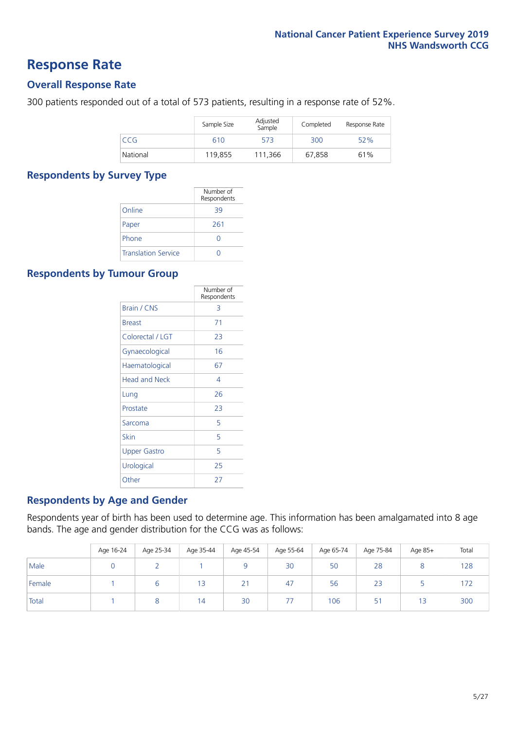# Response Rate

## Overall Response Rate

300 patients responded out of a total of 573 patients, resulting in a response rate of 52%.

| | Sample Size | Adjusted Sample | Completed | Response Rate |
|---|---|---|---|---|
| CCG | 610 | 573 | 300 | 52% |
| National | 119,855 | 111,366 | 67,858 | 61% |

## Respondents by Survey Type

| | Number of Respondents |
|---|---|
| Online | 39 |
| Paper | 261 |
| Phone | 0 |
| Translation Service | 0 |

## Respondents by Tumour Group

| | Number of Respondents |
|---|---|
| Brain / CNS | 3 |
| Breast | 71 |
| Colorectal / LGT | 23 |
| Gynaecological | 16 |
| Haematological | 67 |
| Head and Neck | 4 |
| Lung | 26 |
| Prostate | 23 |
| Sarcoma | 5 |
| Skin | 5 |
| Upper Gastro | 5 |
| Urological | 25 |
| Other | 27 |

## Respondents by Age and Gender

Respondents year of birth has been used to determine age. This information has been amalgamated into 8 age bands. The age and gender distribution for the CCG was as follows:

| | Age 16-24 | Age 25-34 | Age 35-44 | Age 45-54 | Age 55-64 | Age 65-74 | Age 75-84 | Age 85+ | Total |
|---|---|---|---|---|---|---|---|---|---|
| Male | 0 | 2 | 1 | 9 | 30 | 50 | 28 | 8 | 128 |
| Female | 1 | 6 | 13 | 21 | 47 | 56 | 23 | 5 | 172 |
| Total | 1 | 8 | 14 | 30 | 77 | 106 | 51 | 13 | 300 |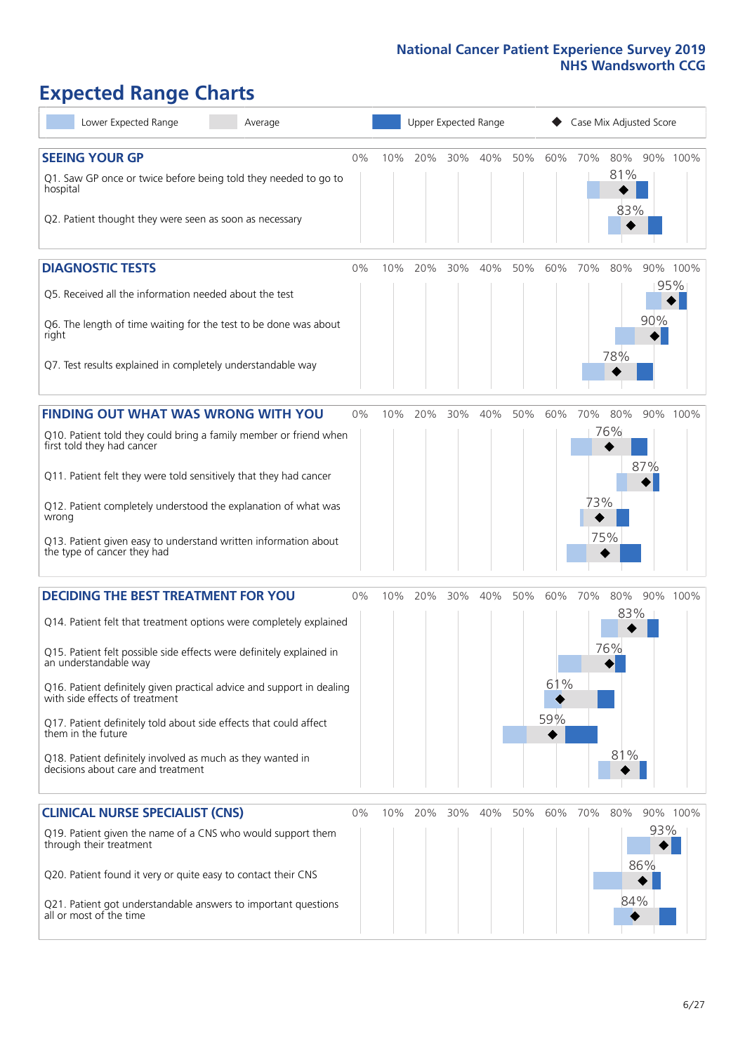# Expected Range Charts

Lower Expected Range | Average | Upper Expected Range | ◆ Case Mix Adjusted Score

## SEEING YOUR GP

| Question | Case Mix Adjusted Score |
|---|---|
| Q1. Saw GP once or twice before being told they needed to go to hospital | 81% |
| Q2. Patient thought they were seen as soon as necessary | 83% |

## DIAGNOSTIC TESTS

| Question | Case Mix Adjusted Score |
|---|---|
| Q5. Received all the information needed about the test | 95% |
| Q6. The length of time waiting for the test to be done was about right | 90% |
| Q7. Test results explained in completely understandable way | 78% |

## FINDING OUT WHAT WAS WRONG WITH YOU

| Question | Case Mix Adjusted Score |
|---|---|
| Q10. Patient told they could bring a family member or friend when first told they had cancer | 76% |
| Q11. Patient felt they were told sensitively that they had cancer | 87% |
| Q12. Patient completely understood the explanation of what was wrong | 73% |
| Q13. Patient given easy to understand written information about the type of cancer they had | 75% |

## DECIDING THE BEST TREATMENT FOR YOU

| Question | Case Mix Adjusted Score |
|---|---|
| Q14. Patient felt that treatment options were completely explained | 83% |
| Q15. Patient felt possible side effects were definitely explained in an understandable way | 76% |
| Q16. Patient definitely given practical advice and support in dealing with side effects of treatment | 61% |
| Q17. Patient definitely told about side effects that could affect them in the future | 59% |
| Q18. Patient definitely involved as much as they wanted in decisions about care and treatment | 81% |

## CLINICAL NURSE SPECIALIST (CNS)

| Question | Case Mix Adjusted Score |
|---|---|
| Q19. Patient given the name of a CNS who would support them through their treatment | 93% |
| Q20. Patient found it very or quite easy to contact their CNS | 86% |
| Q21. Patient got understandable answers to important questions all or most of the time | 84% |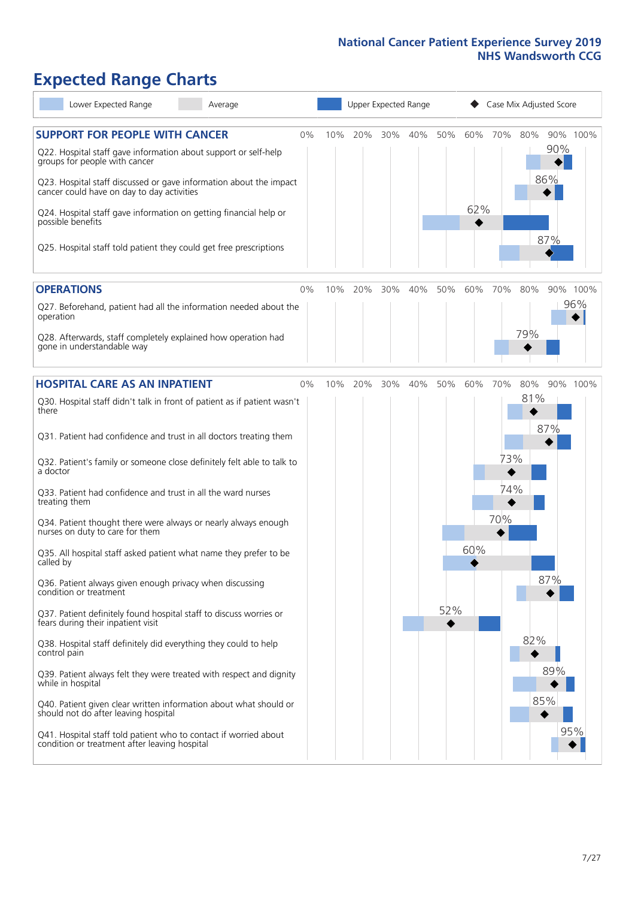# Expected Range Charts

Lower Expected Range | Average | Upper Expected Range | ◆ Case Mix Adjusted Score

## SUPPORT FOR PEOPLE WITH CANCER

| Question | Case Mix Adjusted Score |
|---|---|
| Q22. Hospital staff gave information about support or self-help groups for people with cancer | 90% |
| Q23. Hospital staff discussed or gave information about the impact cancer could have on day to day activities | 86% |
| Q24. Hospital staff gave information on getting financial help or possible benefits | 62% |
| Q25. Hospital staff told patient they could get free prescriptions | 87% |

## OPERATIONS

| Question | Case Mix Adjusted Score |
|---|---|
| Q27. Beforehand, patient had all the information needed about the operation | 96% |
| Q28. Afterwards, staff completely explained how operation had gone in understandable way | 79% |

## HOSPITAL CARE AS AN INPATIENT

| Question | Case Mix Adjusted Score |
|---|---|
| Q30. Hospital staff didn't talk in front of patient as if patient wasn't there | 81% |
| Q31. Patient had confidence and trust in all doctors treating them | 87% |
| Q32. Patient's family or someone close definitely felt able to talk to a doctor | 73% |
| Q33. Patient had confidence and trust in all the ward nurses treating them | 74% |
| Q34. Patient thought there were always or nearly always enough nurses on duty to care for them | 70% |
| Q35. All hospital staff asked patient what name they prefer to be called by | 60% |
| Q36. Patient always given enough privacy when discussing condition or treatment | 87% |
| Q37. Patient definitely found hospital staff to discuss worries or fears during their inpatient visit | 52% |
| Q38. Hospital staff definitely did everything they could to help control pain | 82% |
| Q39. Patient always felt they were treated with respect and dignity while in hospital | 89% |
| Q40. Patient given clear written information about what should or should not do after leaving hospital | 85% |
| Q41. Hospital staff told patient who to contact if worried about condition or treatment after leaving hospital | 95% |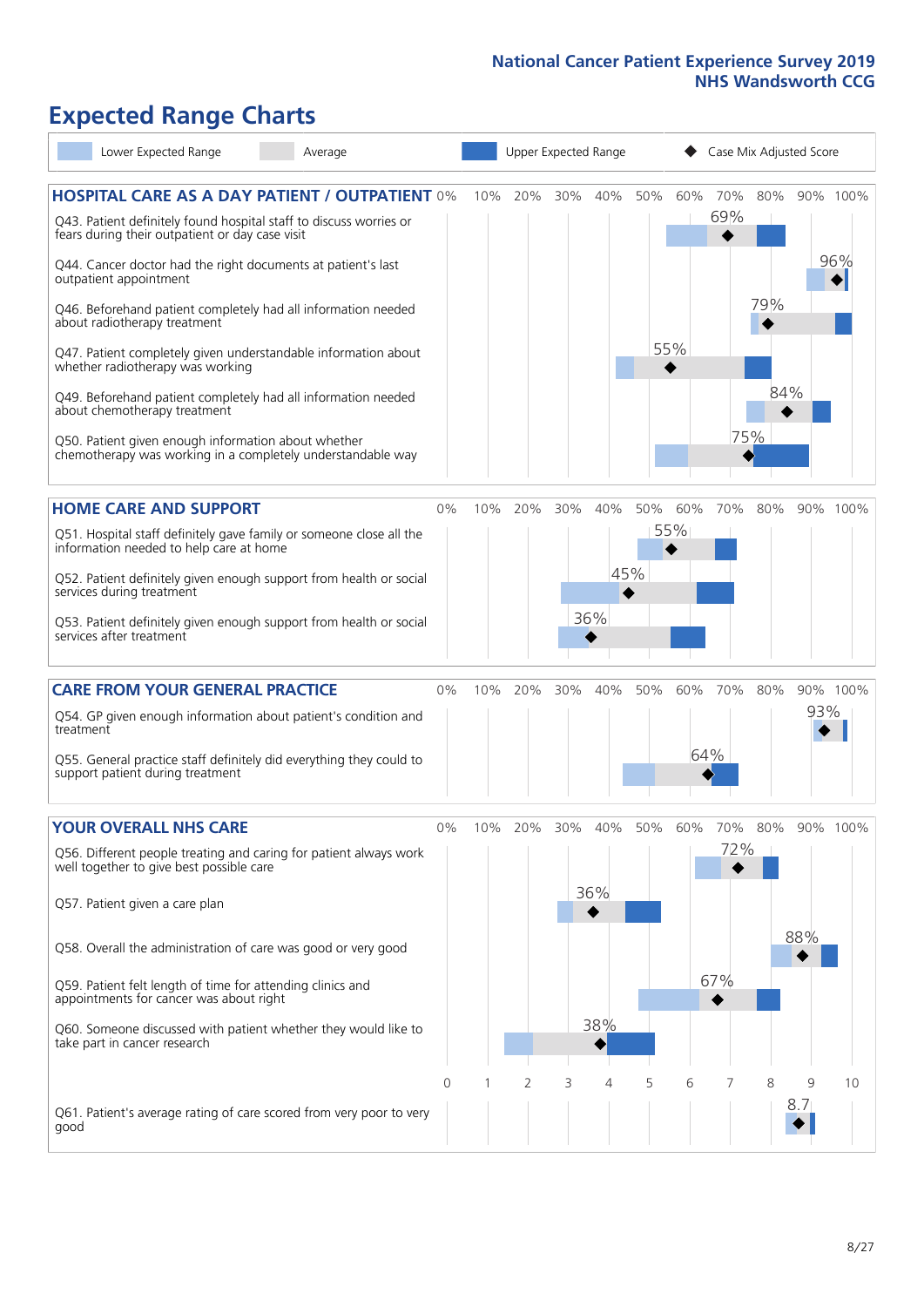National Cancer Patient Experience Survey 2019
NHS Wandsworth CCG

# Expected Range Charts

Lower Expected Range | Average | Upper Expected Range | Case Mix Adjusted Score

## HOSPITAL CARE AS A DAY PATIENT / OUTPATIENT

| Question | Case Mix Adjusted Score |
|---|---|
| Q43. Patient definitely found hospital staff to discuss worries or fears during their outpatient or day case visit | 69% |
| Q44. Cancer doctor had the right documents at patient's last outpatient appointment | 96% |
| Q46. Beforehand patient completely had all information needed about radiotherapy treatment | 79% |
| Q47. Patient completely given understandable information about whether radiotherapy treatment was working | 55% |
| Q49. Beforehand patient completely had all information needed about chemotherapy treatment | 84% |
| Q50. Patient given enough information about whether chemotherapy was working in a completely understandable way | 75% |

## HOME CARE AND SUPPORT

| Question | Case Mix Adjusted Score |
|---|---|
| Q51. Hospital staff definitely gave family or someone close all the information needed to help care at home | 55% |
| Q52. Patient definitely given enough support from health or social services during treatment | 45% |
| Q53. Patient definitely given enough support from health or social services after treatment | 36% |

## CARE FROM YOUR GENERAL PRACTICE

| Question | Case Mix Adjusted Score |
|---|---|
| Q54. GP given enough information about patient's condition and treatment | 93% |
| Q55. General practice staff definitely did everything they could to support patient during treatment | 64% |

## YOUR OVERALL NHS CARE

| Question | Case Mix Adjusted Score |
|---|---|
| Q56. Different people treating and caring for patient always work well together to give best possible care | 72% |
| Q57. Patient given a care plan | 36% |
| Q58. Overall the administration of care was good or very good | 88% |
| Q59. Patient felt length of time for attending clinics and appointments for cancer was about right | 67% |
| Q60. Someone discussed with patient whether they would like to take part in cancer research | 38% |
| Q61. Patient's average rating of care scored from very poor to very good | 8.7 |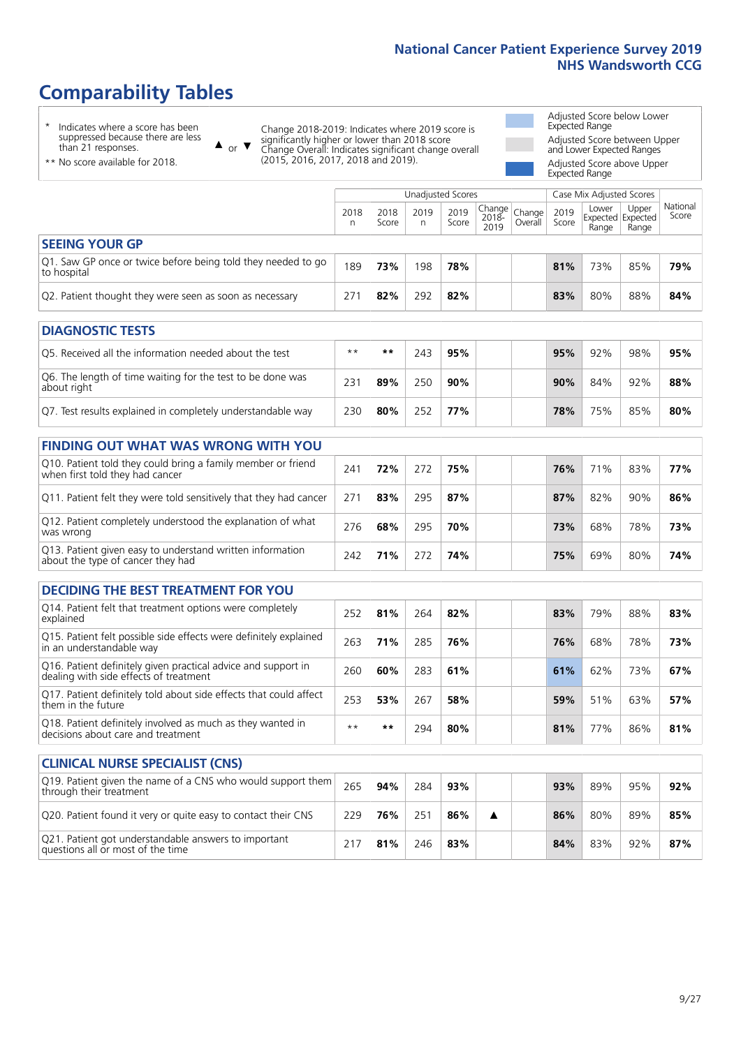# Comparability Tables

\* Indicates where a score has been suppressed because there are less than 21 responses.

\*\* No score available for 2018.

▲ or ▼ Change 2018-2019: Indicates where 2019 score is significantly higher or lower than 2018 score. Change Overall: Indicates significant change overall (2015, 2016, 2017, 2018 and 2019).

Adjusted Score below Lower Expected Range

Adjusted Score between Upper and Lower Expected Ranges

Adjusted Score above Upper Expected Range

| | Unadjusted Scores | | | | | | Case Mix Adjusted Scores | | | |
|---|---|---|---|---|---|---|---|---|---|---|
| | 2018 n | 2018 Score | 2019 n | 2019 Score | Change 2018-2019 | Change Overall | 2019 Score | Lower Expected Range | Upper Expected Range | National Score |
| **SEEING YOUR GP** | | | | | | | | | | |
| Q1. Saw GP once or twice before being told they needed to go to hospital | 189 | **73%** | 198 | **78%** | | | **81%** | 73% | 85% | **79%** |
| Q2. Patient thought they were seen as soon as necessary | 271 | **82%** | 292 | **82%** | | | **83%** | 80% | 88% | **84%** |
| **DIAGNOSTIC TESTS** | | | | | | | | | | |
| Q5. Received all the information needed about the test | ** | ** | 243 | **95%** | | | **95%** | 92% | 98% | **95%** |
| Q6. The length of time waiting for the test to be done was about right | 231 | **89%** | 250 | **90%** | | | **90%** | 84% | 92% | **88%** |
| Q7. Test results explained in completely understandable way | 230 | **80%** | 252 | **77%** | | | **78%** | 75% | 85% | **80%** |
| **FINDING OUT WHAT WAS WRONG WITH YOU** | | | | | | | | | | |
| Q10. Patient told they could bring a family member or friend when first told they had cancer | 241 | **72%** | 272 | **75%** | | | **76%** | 71% | 83% | **77%** |
| Q11. Patient felt they were told sensitively that they had cancer | 271 | **83%** | 295 | **87%** | | | **87%** | 82% | 90% | **86%** |
| Q12. Patient completely understood the explanation of what was wrong | 276 | **68%** | 295 | **70%** | | | **73%** | 68% | 78% | **73%** |
| Q13. Patient given easy to understand written information about the type of cancer they had | 242 | **71%** | 272 | **74%** | | | **75%** | 69% | 80% | **74%** |
| **DECIDING THE BEST TREATMENT FOR YOU** | | | | | | | | | | |
| Q14. Patient felt that treatment options were completely explained | 252 | **81%** | 264 | **82%** | | | **83%** | 79% | 88% | **83%** |
| Q15. Patient felt possible side effects were definitely explained in an understandable way | 263 | **71%** | 285 | **76%** | | | **76%** | 68% | 78% | **73%** |
| Q16. Patient definitely given practical advice and support in dealing with side effects of treatment | 260 | **60%** | 283 | **61%** | | | **61%** | 62% | 73% | **67%** |
| Q17. Patient definitely told about side effects that could affect them in the future | 253 | **53%** | 267 | **58%** | | | **59%** | 51% | 63% | **57%** |
| Q18. Patient definitely involved as much as they wanted in decisions about care and treatment | ** | ** | 294 | **80%** | | | **81%** | 77% | 86% | **81%** |
| **CLINICAL NURSE SPECIALIST (CNS)** | | | | | | | | | | |
| Q19. Patient given the name of a CNS who would support them through their treatment | 265 | **94%** | 284 | **93%** | | | **93%** | 89% | 95% | **92%** |
| Q20. Patient found it very or quite easy to contact their CNS | 229 | **76%** | 251 | **86%** | ▲ | | **86%** | 80% | 89% | **85%** |
| Q21. Patient got understandable answers to important questions all or most of the time | 217 | **81%** | 246 | **83%** | | | **84%** | 83% | 92% | **87%** |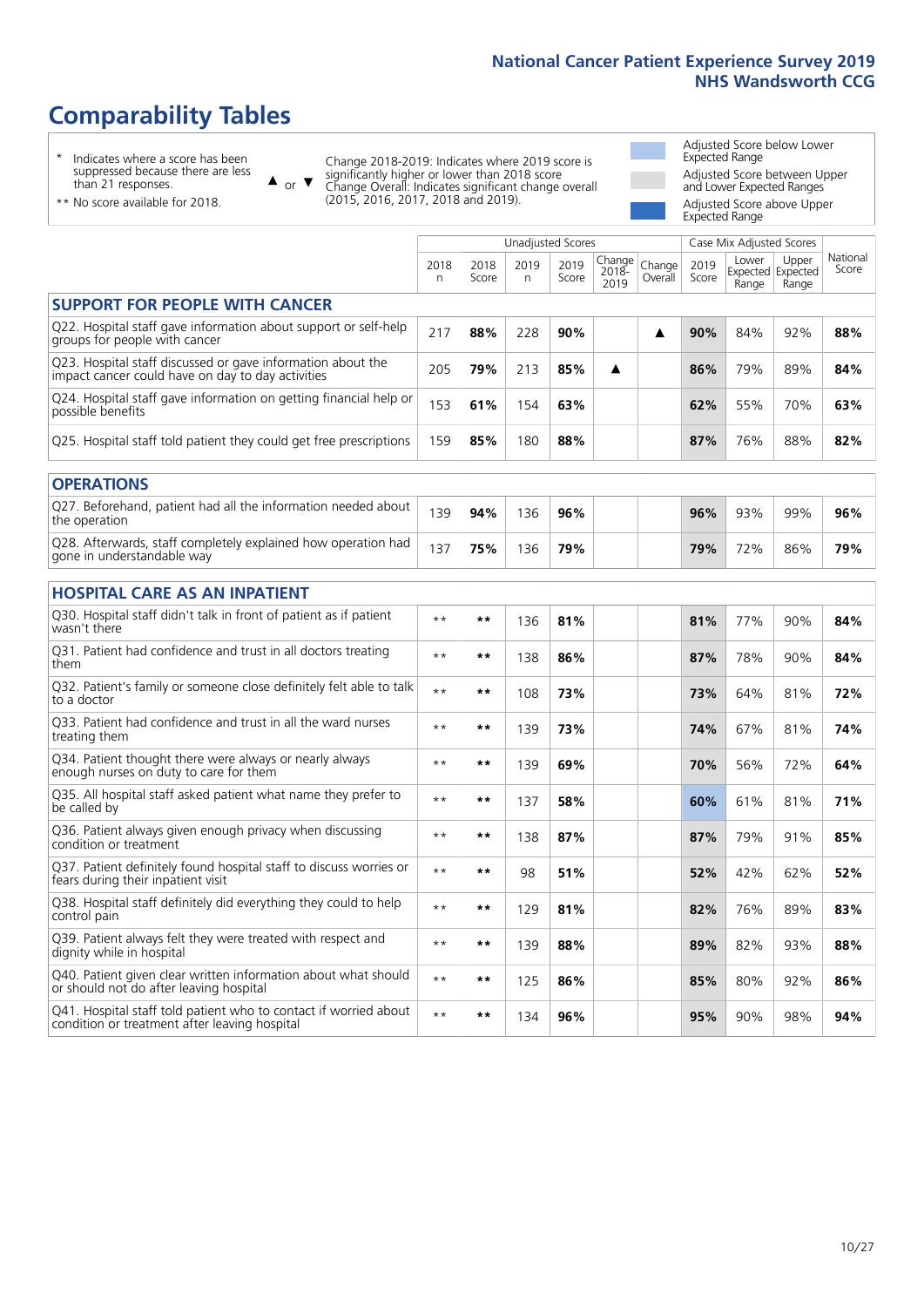# Comparability Tables

\* Indicates where a score has been suppressed because there are less than 21 responses.

\*\* No score available for 2018.

▲ or ▼ Change 2018-2019: Indicates where 2019 score is significantly higher or lower than 2018 score. Change Overall: Indicates significant change overall (2015, 2016, 2017, 2018 and 2019).

Adjusted Score below Lower Expected Range

Adjusted Score between Upper and Lower Expected Ranges

Adjusted Score above Upper Expected Range

| | Unadjusted Scores | | | | | | Case Mix Adjusted Scores | | | |
|---|---|---|---|---|---|---|---|---|---|---|
| | 2018 n | 2018 Score | 2019 n | 2019 Score | Change 2018-2019 | Change Overall | 2019 Score | Lower Expected Range | Upper Expected Range | National Score |
| **SUPPORT FOR PEOPLE WITH CANCER** | | | | | | | | | | |
| Q22. Hospital staff gave information about support or self-help groups for people with cancer | 217 | 88% | 228 | 90% | | ▲ | 90% | 84% | 92% | 88% |
| Q23. Hospital staff discussed or gave information about the impact cancer could have on day to day activities | 205 | 79% | 213 | 85% | ▲ | | 86% | 79% | 89% | 84% |
| Q24. Hospital staff gave information on getting financial help or possible benefits | 153 | 61% | 154 | 63% | | | 62% | 55% | 70% | 63% |
| Q25. Hospital staff told patient they could get free prescriptions | 159 | 85% | 180 | 88% | | | 87% | 76% | 88% | 82% |
| **OPERATIONS** | | | | | | | | | | |
| Q27. Beforehand, patient had all the information needed about the operation | 139 | 94% | 136 | 96% | | | 96% | 93% | 99% | 96% |
| Q28. Afterwards, staff completely explained how operation had gone in understandable way | 137 | 75% | 136 | 79% | | | 79% | 72% | 86% | 79% |
| **HOSPITAL CARE AS AN INPATIENT** | | | | | | | | | | |
| Q30. Hospital staff didn't talk in front of patient as if patient wasn't there | ** | ** | 136 | 81% | | | 81% | 77% | 90% | 84% |
| Q31. Patient had confidence and trust in all doctors treating them | ** | ** | 138 | 86% | | | 87% | 78% | 90% | 84% |
| Q32. Patient's family or someone close definitely felt able to talk to a doctor | ** | ** | 108 | 73% | | | 73% | 64% | 81% | 72% |
| Q33. Patient had confidence and trust in all the ward nurses treating them | ** | ** | 139 | 73% | | | 74% | 67% | 81% | 74% |
| Q34. Patient thought there were always or nearly always enough nurses on duty to care for them | ** | ** | 139 | 69% | | | 70% | 56% | 72% | 64% |
| Q35. All hospital staff asked patient what name they prefer to be called by | ** | ** | 137 | 58% | | | 60% | 61% | 81% | 71% |
| Q36. Patient always given enough privacy when discussing condition or treatment | ** | ** | 138 | 87% | | | 87% | 79% | 91% | 85% |
| Q37. Patient definitely found hospital staff to discuss worries or fears during their inpatient visit | ** | ** | 98 | 51% | | | 52% | 42% | 62% | 52% |
| Q38. Hospital staff definitely did everything they could to help control pain | ** | ** | 129 | 81% | | | 82% | 76% | 89% | 83% |
| Q39. Patient always felt they were treated with respect and dignity while in hospital | ** | ** | 139 | 88% | | | 89% | 82% | 93% | 88% |
| Q40. Patient given clear written information about what should or should not do after leaving hospital | ** | ** | 125 | 86% | | | 85% | 80% | 92% | 86% |
| Q41. Hospital staff told patient who to contact if worried about condition or treatment after leaving hospital | ** | ** | 134 | 96% | | | 95% | 90% | 98% | 94% |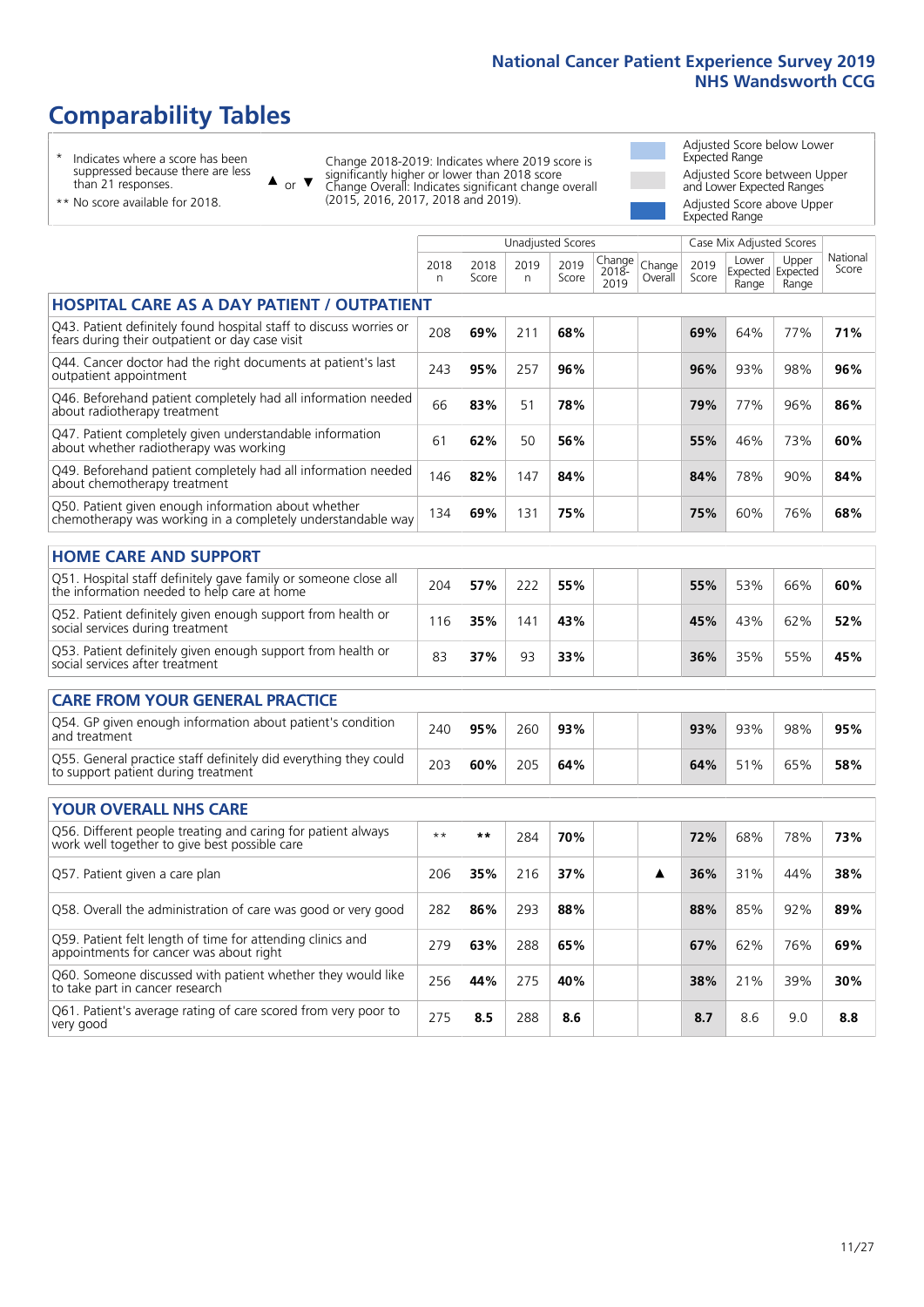# Comparability Tables

- \* Indicates where a score has been suppressed because there are less than 21 responses.
- \*\* No score available for 2018.

▲ or ▼ Change 2018-2019: Indicates where 2019 score is significantly higher or lower than 2018 score. Change Overall: Indicates significant change overall (2015, 2016, 2017, 2018 and 2019).

- Adjusted Score below Lower Expected Range
- Adjusted Score between Upper and Lower Expected Ranges
- Adjusted Score above Upper Expected Range

| | Unadjusted Scores | | | | | | Case Mix Adjusted Scores | | | |
|---|---|---|---|---|---|---|---|---|---|---|
| | 2018 n | 2018 Score | 2019 n | 2019 Score | Change 2018-2019 | Change Overall | 2019 Score | Lower Expected Range | Upper Expected Range | National Score |
| **HOSPITAL CARE AS A DAY PATIENT / OUTPATIENT** | | | | | | | | | | |
| Q43. Patient definitely found hospital staff to discuss worries or fears during their outpatient or day case visit | 208 | **69%** | 211 | **68%** | | | **69%** | 64% | 77% | **71%** |
| Q44. Cancer doctor had the right documents at patient's last outpatient appointment | 243 | **95%** | 257 | **96%** | | | **96%** | 93% | 98% | **96%** |
| Q46. Beforehand patient completely had all information needed about radiotherapy treatment | 66 | **83%** | 51 | **78%** | | | **79%** | 77% | 96% | **86%** |
| Q47. Patient completely given understandable information about whether radiotherapy was working | 61 | **62%** | 50 | **56%** | | | **55%** | 46% | 73% | **60%** |
| Q49. Beforehand patient completely had all information needed about chemotherapy treatment | 146 | **82%** | 147 | **84%** | | | **84%** | 78% | 90% | **84%** |
| Q50. Patient given enough information about whether chemotherapy was working in a completely understandable way | 134 | **69%** | 131 | **75%** | | | **75%** | 60% | 76% | **68%** |
| **HOME CARE AND SUPPORT** | | | | | | | | | | |
| Q51. Hospital staff definitely gave family or someone close all the information needed to help care at home | 204 | **57%** | 222 | **55%** | | | **55%** | 53% | 66% | **60%** |
| Q52. Patient definitely given enough support from health or social services during treatment | 116 | **35%** | 141 | **43%** | | | **45%** | 43% | 62% | **52%** |
| Q53. Patient definitely given enough support from health or social services after treatment | 83 | **37%** | 93 | **33%** | | | **36%** | 35% | 55% | **45%** |
| **CARE FROM YOUR GENERAL PRACTICE** | | | | | | | | | | |
| Q54. GP given enough information about patient's condition and treatment | 240 | **95%** | 260 | **93%** | | | **93%** | 93% | 98% | **95%** |
| Q55. General practice staff definitely did everything they could to support patient during treatment | 203 | **60%** | 205 | **64%** | | | **64%** | 51% | 65% | **58%** |
| **YOUR OVERALL NHS CARE** | | | | | | | | | | |
| Q56. Different people treating and caring for patient always work well together to give best possible care | ** | ** | 284 | **70%** | | | **72%** | 68% | 78% | **73%** |
| Q57. Patient given a care plan | 206 | **35%** | 216 | **37%** | | ▲ | **36%** | 31% | 44% | **38%** |
| Q58. Overall the administration of care was good or very good | 282 | **86%** | 293 | **88%** | | | **88%** | 85% | 92% | **89%** |
| Q59. Patient felt length of time for attending clinics and appointments for cancer was about right | 279 | **63%** | 288 | **65%** | | | **67%** | 62% | 76% | **69%** |
| Q60. Someone discussed with patient whether they would like to take part in cancer research | 256 | **44%** | 275 | **40%** | | | **38%** | 21% | 39% | **30%** |
| Q61. Patient's average rating of care scored from very poor to very good | 275 | **8.5** | 288 | **8.6** | | | **8.7** | 8.6 | 9.0 | **8.8** |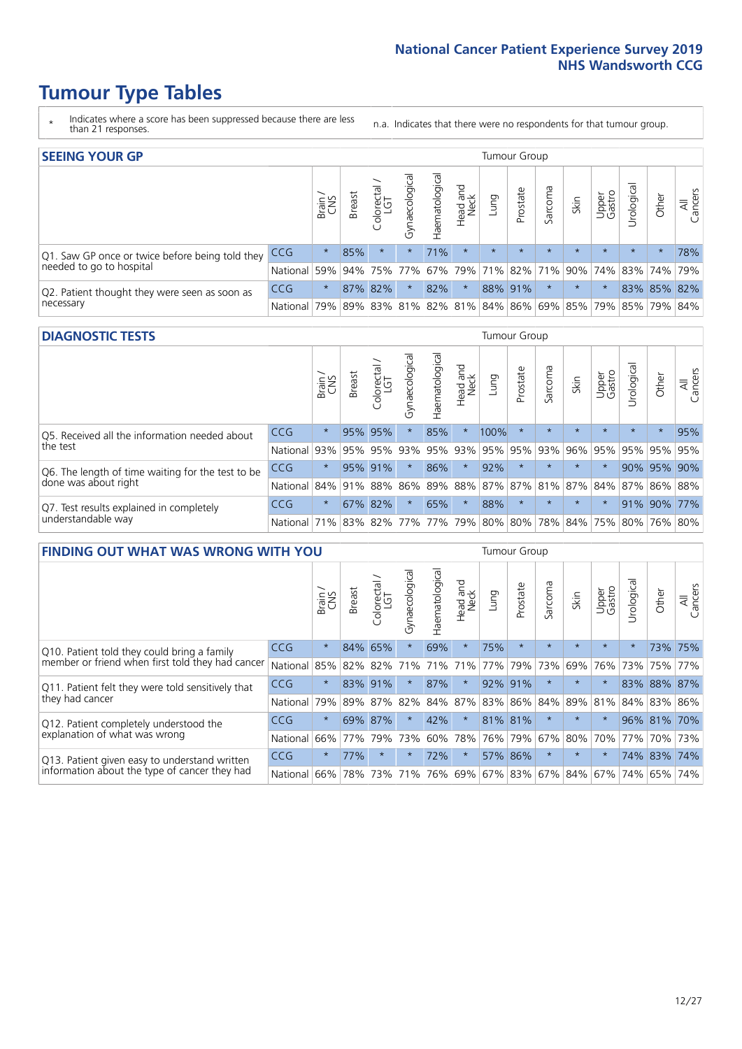# Tumour Type Tables

- \* Indicates where a score has been suppressed because there are less than 21 responses.
- n.a. Indicates that there were no respondents for that tumour group.

## SEEING YOUR GP

| | | Brain / CNS | Breast | Colorectal / LGT | Gynaecological | Haematological | Head and Neck | Lung | Prostate | Sarcoma | Skin | Upper Gastro | Urological | Other | All Cancers |
|---|---|---|---|---|---|---|---|---|---|---|---|---|---|---|---|
| Q1. Saw GP once or twice before being told they needed to go to hospital | CCG | * | 85% | * | * | 71% | * | * | * | * | * | * | * | * | 78% |
| | National | 59% | 94% | 75% | 77% | 67% | 79% | 71% | 82% | 71% | 90% | 74% | 83% | 74% | 79% |
| Q2. Patient thought they were seen as soon as necessary | CCG | * | 87% | 82% | * | 82% | * | 88% | 91% | * | * | * | 83% | 85% | 82% |
| | National | 79% | 89% | 83% | 81% | 82% | 81% | 84% | 86% | 69% | 85% | 79% | 85% | 79% | 84% |

## DIAGNOSTIC TESTS

| | | Brain / CNS | Breast | Colorectal / LGT | Gynaecological | Haematological | Head and Neck | Lung | Prostate | Sarcoma | Skin | Upper Gastro | Urological | Other | All Cancers |
|---|---|---|---|---|---|---|---|---|---|---|---|---|---|---|---|
| Q5. Received all the information needed about the test | CCG | * | 95% | 95% | * | 85% | * | 100% | * | * | * | * | * | * | 95% |
| | National | 93% | 95% | 95% | 93% | 95% | 93% | 95% | 95% | 93% | 96% | 95% | 95% | 95% | 95% |
| Q6. The length of time waiting for the test to be done was about right | CCG | * | 95% | 91% | * | 86% | * | 92% | * | * | * | * | 90% | 95% | 90% |
| | National | 84% | 91% | 88% | 86% | 89% | 88% | 87% | 87% | 81% | 87% | 84% | 87% | 86% | 88% |
| Q7. Test results explained in completely understandable way | CCG | * | 67% | 82% | * | 65% | * | 88% | * | * | * | * | 91% | 90% | 77% |
| | National | 71% | 83% | 82% | 77% | 77% | 79% | 80% | 80% | 78% | 84% | 75% | 80% | 76% | 80% |

## FINDING OUT WHAT WAS WRONG WITH YOU

| | | Brain / CNS | Breast | Colorectal / LGT | Gynaecological | Haematological | Head and Neck | Lung | Prostate | Sarcoma | Skin | Upper Gastro | Urological | Other | All Cancers |
|---|---|---|---|---|---|---|---|---|---|---|---|---|---|---|---|
| Q10. Patient told they could bring a family member or friend when first told they had cancer | CCG | * | 84% | 65% | * | 69% | * | 75% | * | * | * | * | * | 73% | 75% |
| | National | 85% | 82% | 82% | 71% | 71% | 71% | 77% | 79% | 73% | 69% | 76% | 73% | 75% | 77% |
| Q11. Patient felt they were told sensitively that they had cancer | CCG | * | 83% | 91% | * | 87% | * | 92% | 91% | * | * | * | 83% | 88% | 87% |
| | National | 79% | 89% | 87% | 82% | 84% | 87% | 83% | 86% | 84% | 89% | 81% | 84% | 83% | 86% |
| Q12. Patient completely understood the explanation of what was wrong | CCG | * | 69% | 87% | * | 42% | * | 81% | 81% | * | * | * | 96% | 81% | 70% |
| | National | 66% | 77% | 79% | 73% | 60% | 78% | 76% | 79% | 67% | 80% | 70% | 77% | 70% | 73% |
| Q13. Patient given easy to understand written information about the type of cancer they had | CCG | * | 77% | * | * | 72% | * | 57% | 86% | * | * | * | 74% | 83% | 74% |
| | National | 66% | 78% | 73% | 71% | 76% | 69% | 67% | 83% | 67% | 84% | 67% | 74% | 65% | 74% |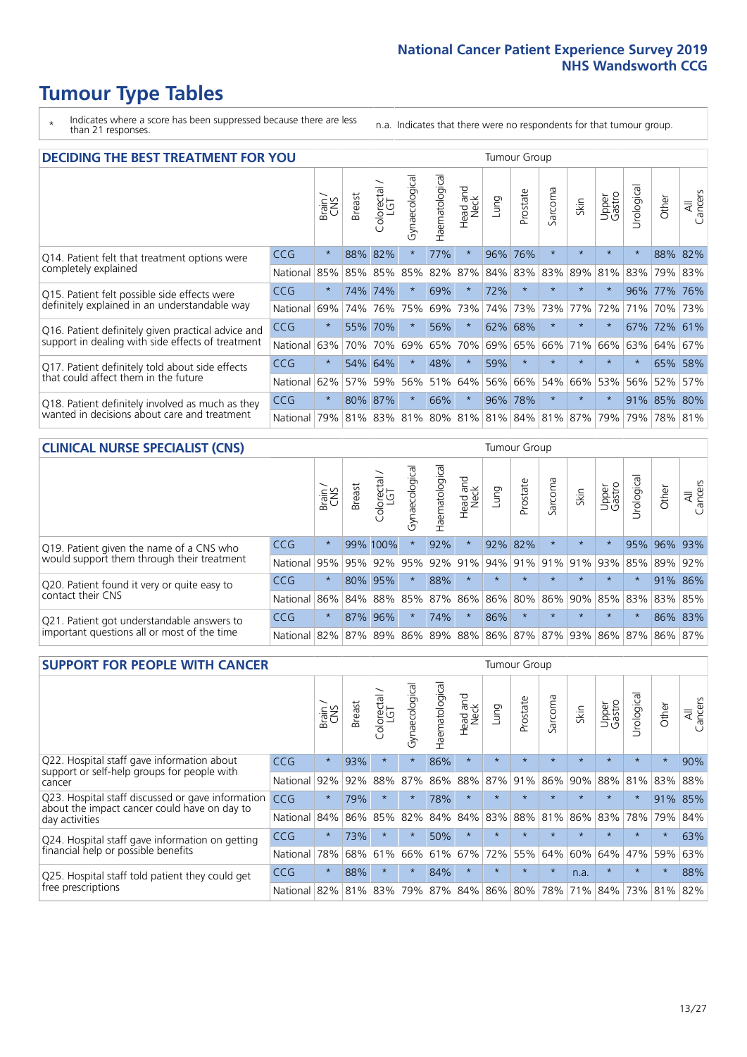# Tumour Type Tables

\* Indicates where a score has been suppressed because there are less than 21 responses.

n.a. Indicates that there were no respondents for that tumour group.

## DECIDING THE BEST TREATMENT FOR YOU

| | | Brain / CNS | Breast | Colorectal / LGT | Gynaecological | Haematological | Head and Neck | Lung | Prostate | Sarcoma | Skin | Upper Gastro | Urological | Other | All Cancers |
|---|---|---|---|---|---|---|---|---|---|---|---|---|---|---|---|
| Q14. Patient felt that treatment options were completely explained | CCG | * | 88% | 82% | * | 77% | * | 96% | 76% | * | * | * | * | 88% | 82% |
| | National | 85% | 85% | 85% | 85% | 82% | 87% | 84% | 83% | 83% | 89% | 81% | 83% | 79% | 83% |
| Q15. Patient felt possible side effects were definitely explained in an understandable way | CCG | * | 74% | 74% | * | 69% | * | 72% | * | * | * | * | 96% | 77% | 76% |
| | National | 69% | 74% | 76% | 75% | 69% | 73% | 74% | 73% | 73% | 77% | 72% | 71% | 70% | 73% |
| Q16. Patient definitely given practical advice and support in dealing with side effects of treatment | CCG | * | 55% | 70% | * | 56% | * | 62% | 68% | * | * | * | 67% | 72% | 61% |
| | National | 63% | 70% | 70% | 69% | 65% | 70% | 69% | 65% | 66% | 71% | 66% | 63% | 64% | 67% |
| Q17. Patient definitely told about side effects that could affect them in the future | CCG | * | 54% | 64% | * | 48% | * | 59% | * | * | * | * | * | 65% | 58% |
| | National | 62% | 57% | 59% | 56% | 51% | 64% | 56% | 66% | 54% | 66% | 53% | 56% | 52% | 57% |
| Q18. Patient definitely involved as much as they wanted in decisions about care and treatment | CCG | * | 80% | 87% | * | 66% | * | 96% | 78% | * | * | * | 91% | 85% | 80% |
| | National | 79% | 81% | 83% | 81% | 80% | 81% | 81% | 84% | 81% | 87% | 79% | 79% | 78% | 81% |

## CLINICAL NURSE SPECIALIST (CNS)

| | | Brain / CNS | Breast | Colorectal / LGT | Gynaecological | Haematological | Head and Neck | Lung | Prostate | Sarcoma | Skin | Upper Gastro | Urological | Other | All Cancers |
|---|---|---|---|---|---|---|---|---|---|---|---|---|---|---|---|
| Q19. Patient given the name of a CNS who would support them through their treatment | CCG | * | 99% | 100% | * | 92% | * | 92% | 82% | * | * | * | 95% | 96% | 93% |
| | National | 95% | 95% | 92% | 95% | 92% | 91% | 94% | 91% | 91% | 91% | 93% | 85% | 89% | 92% |
| Q20. Patient found it very or quite easy to contact their CNS | CCG | * | 80% | 95% | * | 88% | * | * | * | * | * | * | * | 91% | 86% |
| | National | 86% | 84% | 88% | 85% | 87% | 86% | 86% | 80% | 86% | 90% | 85% | 83% | 83% | 85% |
| Q21. Patient got understandable answers to important questions all or most of the time | CCG | * | 87% | 96% | * | 74% | * | 86% | * | * | * | * | * | 86% | 83% |
| | National | 82% | 87% | 89% | 86% | 89% | 88% | 86% | 87% | 87% | 93% | 86% | 87% | 86% | 87% |

## SUPPORT FOR PEOPLE WITH CANCER

| | | Brain / CNS | Breast | Colorectal / LGT | Gynaecological | Haematological | Head and Neck | Lung | Prostate | Sarcoma | Skin | Upper Gastro | Urological | Other | All Cancers |
|---|---|---|---|---|---|---|---|---|---|---|---|---|---|---|---|
| Q22. Hospital staff gave information about support or self-help groups for people with cancer | CCG | * | 93% | * | * | 86% | * | * | * | * | * | * | * | * | 90% |
| | National | 92% | 92% | 88% | 87% | 86% | 88% | 87% | 91% | 86% | 90% | 88% | 81% | 83% | 88% |
| Q23. Hospital staff discussed or gave information about the impact cancer could have on day to day activities | CCG | * | 79% | * | * | 78% | * | * | * | * | * | * | * | 91% | 85% |
| | National | 84% | 86% | 85% | 82% | 84% | 84% | 83% | 88% | 81% | 86% | 83% | 78% | 79% | 84% |
| Q24. Hospital staff gave information on getting financial help or possible benefits | CCG | * | 73% | * | * | 50% | * | * | * | * | * | * | * | * | 63% |
| | National | 78% | 68% | 61% | 66% | 61% | 67% | 72% | 55% | 64% | 60% | 64% | 47% | 59% | 63% |
| Q25. Hospital staff told patient they could get free prescriptions | CCG | * | 88% | * | * | 84% | * | * | * | * | n.a. | * | * | * | 88% |
| | National | 82% | 81% | 83% | 79% | 87% | 84% | 86% | 80% | 78% | 71% | 84% | 73% | 81% | 82% |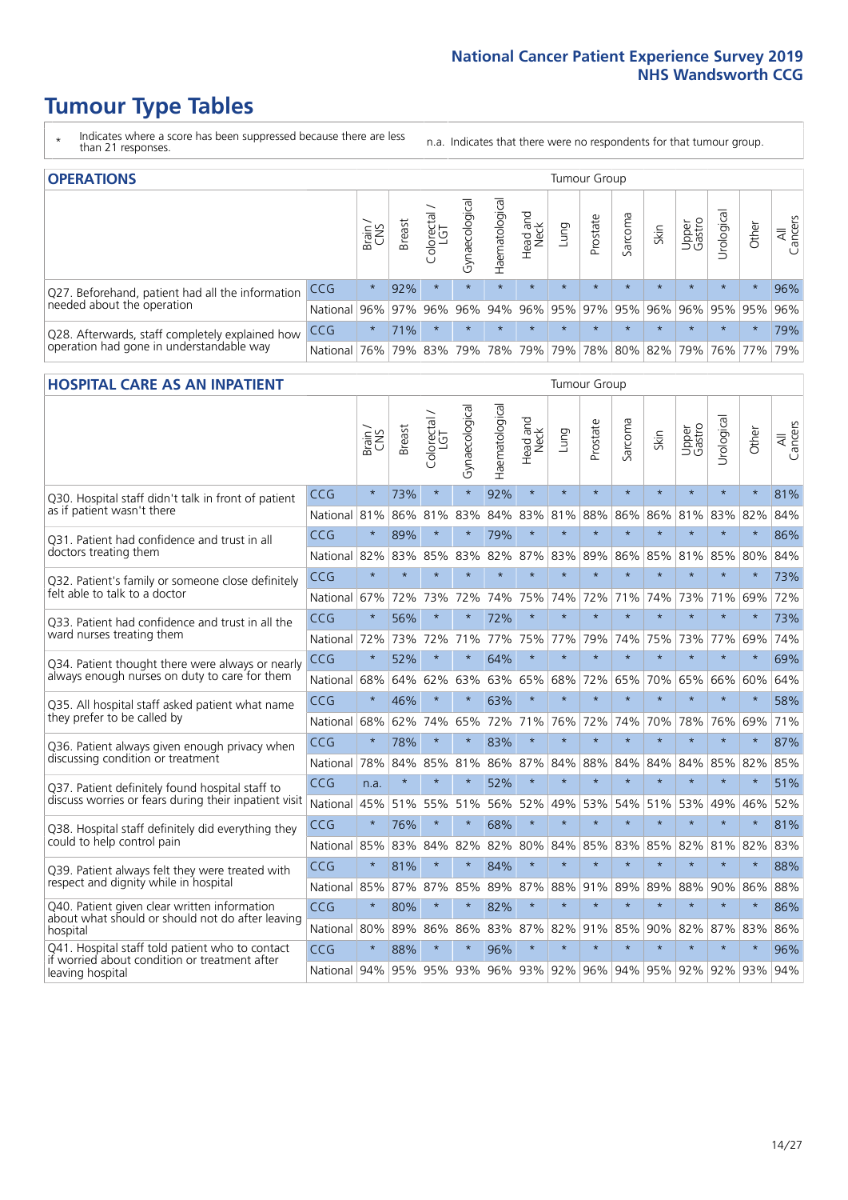# Tumour Type Tables

- \* Indicates where a score has been suppressed because there are less than 21 responses.
- n.a. Indicates that there were no respondents for that tumour group.

## OPERATIONS

| | | Brain / CNS | Breast | Colorectal / LGT | Gynaecological | Haematological | Head and Neck | Lung | Prostate | Sarcoma | Skin | Upper Gastro | Urological | Other | All Cancers |
|---|---|---|---|---|---|---|---|---|---|---|---|---|---|---|---|
| Q27. Beforehand, patient had all the information needed about the operation | CCG | * | 92% | * | * | * | * | * | * | * | * | * | * | * | 96% |
| | National | 96% | 97% | 96% | 96% | 94% | 96% | 95% | 97% | 95% | 96% | 96% | 95% | 95% | 96% |
| Q28. Afterwards, staff completely explained how operation had gone in understandable way | CCG | * | 71% | * | * | * | * | * | * | * | * | * | * | * | 79% |
| | National | 76% | 79% | 83% | 79% | 78% | 79% | 79% | 78% | 80% | 82% | 79% | 76% | 77% | 79% |

## HOSPITAL CARE AS AN INPATIENT

| | | Brain / CNS | Breast | Colorectal / LGT | Gynaecological | Haematological | Head and Neck | Lung | Prostate | Sarcoma | Skin | Upper Gastro | Urological | Other | All Cancers |
|---|---|---|---|---|---|---|---|---|---|---|---|---|---|---|---|
| Q30. Hospital staff didn't talk in front of patient as if patient wasn't there | CCG | * | 73% | * | * | 92% | * | * | * | * | * | * | * | * | 81% |
| | National | 81% | 86% | 81% | 83% | 84% | 83% | 81% | 88% | 86% | 86% | 81% | 83% | 82% | 84% |
| Q31. Patient had confidence and trust in all doctors treating them | CCG | * | 89% | * | * | 79% | * | * | * | * | * | * | * | * | 86% |
| | National | 82% | 83% | 85% | 83% | 82% | 87% | 83% | 89% | 86% | 85% | 81% | 85% | 80% | 84% |
| Q32. Patient's family or someone close definitely felt able to talk to a doctor | CCG | * | * | * | * | * | * | * | * | * | * | * | * | * | 73% |
| | National | 67% | 72% | 73% | 72% | 74% | 75% | 74% | 72% | 71% | 74% | 73% | 71% | 69% | 72% |
| Q33. Patient had confidence and trust in all the ward nurses treating them | CCG | * | 56% | * | * | 72% | * | * | * | * | * | * | * | * | 73% |
| | National | 72% | 73% | 72% | 71% | 77% | 75% | 77% | 79% | 74% | 75% | 73% | 77% | 69% | 74% |
| Q34. Patient thought there were always or nearly always enough nurses on duty to care for them | CCG | * | 52% | * | * | 64% | * | * | * | * | * | * | * | * | 69% |
| | National | 68% | 64% | 62% | 63% | 63% | 65% | 68% | 72% | 65% | 70% | 65% | 66% | 60% | 64% |
| Q35. All hospital staff asked patient what name they prefer to be called by | CCG | * | 46% | * | * | 63% | * | * | * | * | * | * | * | * | 58% |
| | National | 68% | 62% | 74% | 65% | 72% | 71% | 76% | 72% | 74% | 70% | 78% | 76% | 69% | 71% |
| Q36. Patient always given enough privacy when discussing condition or treatment | CCG | * | 78% | * | * | 83% | * | * | * | * | * | * | * | * | 87% |
| | National | 78% | 84% | 85% | 81% | 86% | 87% | 84% | 88% | 84% | 84% | 84% | 85% | 82% | 85% |
| Q37. Patient definitely found hospital staff to discuss worries or fears during their inpatient visit | CCG | n.a. | * | * | * | 52% | * | * | * | * | * | * | * | * | 51% |
| | National | 45% | 51% | 55% | 51% | 56% | 52% | 49% | 53% | 54% | 51% | 53% | 49% | 46% | 52% |
| Q38. Hospital staff definitely did everything they could to help control pain | CCG | * | 76% | * | * | 68% | * | * | * | * | * | * | * | * | 81% |
| | National | 85% | 83% | 84% | 82% | 82% | 80% | 84% | 85% | 83% | 85% | 82% | 81% | 82% | 83% |
| Q39. Patient always felt they were treated with respect and dignity while in hospital | CCG | * | 81% | * | * | 84% | * | * | * | * | * | * | * | * | 88% |
| | National | 85% | 87% | 87% | 85% | 89% | 87% | 88% | 91% | 89% | 89% | 88% | 90% | 86% | 88% |
| Q40. Patient given clear written information about what should or should not do after leaving hospital | CCG | * | 80% | * | * | 82% | * | * | * | * | * | * | * | * | 86% |
| | National | 80% | 89% | 86% | 86% | 83% | 87% | 82% | 91% | 85% | 90% | 82% | 87% | 83% | 86% |
| Q41. Hospital staff told patient who to contact if worried about condition or treatment after leaving hospital | CCG | * | 88% | * | * | 96% | * | * | * | * | * | * | * | * | 96% |
| | National | 94% | 95% | 95% | 93% | 96% | 93% | 92% | 96% | 94% | 95% | 92% | 92% | 93% | 94% |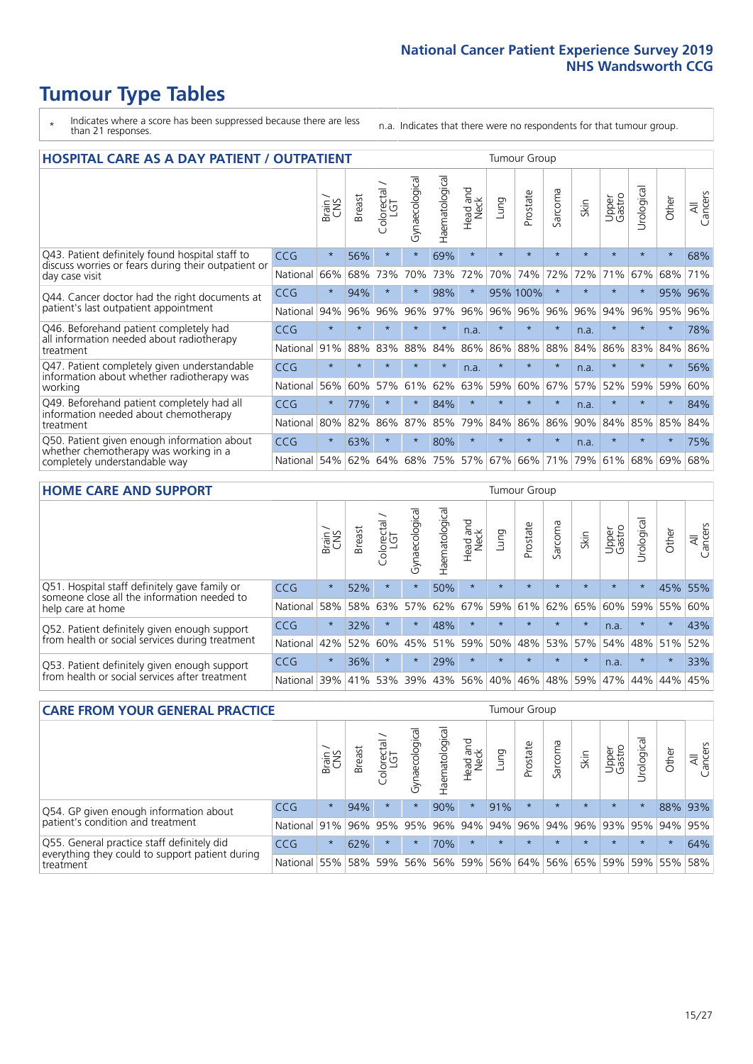# Tumour Type Tables

\* Indicates where a score has been suppressed because there are less than 21 responses.

n.a. Indicates that there were no respondents for that tumour group.

## HOSPITAL CARE AS A DAY PATIENT / OUTPATIENT

| | | Brain / CNS | Breast | Colorectal / LGT | Gynaecological | Haematological | Head and Neck | Lung | Prostate | Sarcoma | Skin | Upper Gastro | Urological | Other | All Cancers |
|---|---|---|---|---|---|---|---|---|---|---|---|---|---|---|---|
| Q43. Patient definitely found hospital staff to discuss worries or fears during their outpatient or day case visit | CCG | * | 56% | * | * | 69% | * | * | * | * | * | * | * | * | 68% |
| | National | 66% | 68% | 73% | 70% | 73% | 72% | 70% | 74% | 72% | 72% | 71% | 67% | 68% | 71% |
| Q44. Cancer doctor had the right documents at patient's last outpatient appointment | CCG | * | 94% | * | * | 98% | * | 95% | 100% | * | * | * | * | 95% | 96% |
| | National | 94% | 96% | 96% | 96% | 97% | 96% | 96% | 96% | 96% | 96% | 94% | 96% | 95% | 96% |
| Q46. Beforehand patient completely had all information needed about radiotherapy treatment | CCG | * | * | * | * | * | n.a. | * | * | * | n.a. | * | * | * | 78% |
| | National | 91% | 88% | 83% | 88% | 84% | 86% | 86% | 88% | 88% | 84% | 86% | 83% | 84% | 86% |
| Q47. Patient completely given understandable information about whether radiotherapy was working | CCG | * | * | * | * | * | n.a. | * | * | * | n.a. | * | * | * | 56% |
| | National | 56% | 60% | 57% | 61% | 62% | 63% | 59% | 60% | 67% | 57% | 52% | 59% | 59% | 60% |
| Q49. Beforehand patient completely had all information needed about chemotherapy treatment | CCG | * | 77% | * | * | 84% | * | * | * | * | n.a. | * | * | * | 84% |
| | National | 80% | 82% | 86% | 87% | 85% | 79% | 84% | 86% | 86% | 90% | 84% | 85% | 85% | 84% |
| Q50. Patient given enough information about whether chemotherapy was working in a completely understandable way | CCG | * | 63% | * | * | 80% | * | * | * | * | n.a. | * | * | * | 75% |
| | National | 54% | 62% | 64% | 68% | 75% | 57% | 67% | 66% | 71% | 79% | 61% | 68% | 69% | 68% |

## HOME CARE AND SUPPORT

| | | Brain / CNS | Breast | Colorectal / LGT | Gynaecological | Haematological | Head and Neck | Lung | Prostate | Sarcoma | Skin | Upper Gastro | Urological | Other | All Cancers |
|---|---|---|---|---|---|---|---|---|---|---|---|---|---|---|---|
| Q51. Hospital staff definitely gave family or someone close all the information needed to help care at home | CCG | * | 52% | * | * | 50% | * | * | * | * | * | * | * | 45% | 55% |
| | National | 58% | 58% | 63% | 57% | 62% | 67% | 59% | 61% | 62% | 65% | 60% | 59% | 55% | 60% |
| Q52. Patient definitely given enough support from health or social services during treatment | CCG | * | 32% | * | * | 48% | * | * | * | * | * | n.a. | * | * | 43% |
| | National | 42% | 52% | 60% | 45% | 51% | 59% | 50% | 48% | 53% | 57% | 54% | 48% | 51% | 52% |
| Q53. Patient definitely given enough support from health or social services after treatment | CCG | * | 36% | * | * | 29% | * | * | * | * | * | n.a. | * | * | 33% |
| | National | 39% | 41% | 53% | 39% | 43% | 56% | 40% | 46% | 48% | 59% | 47% | 44% | 44% | 45% |

## CARE FROM YOUR GENERAL PRACTICE

| | | Brain / CNS | Breast | Colorectal / LGT | Gynaecological | Haematological | Head and Neck | Lung | Prostate | Sarcoma | Skin | Upper Gastro | Urological | Other | All Cancers |
|---|---|---|---|---|---|---|---|---|---|---|---|---|---|---|---|
| Q54. GP given enough information about patient's condition and treatment | CCG | * | 94% | * | * | 90% | * | 91% | * | * | * | * | * | 88% | 93% |
| | National | 91% | 96% | 95% | 95% | 96% | 94% | 94% | 96% | 94% | 96% | 93% | 95% | 94% | 95% |
| Q55. General practice staff definitely did everything they could to support patient during treatment | CCG | * | 62% | * | * | 70% | * | * | * | * | * | * | * | * | 64% |
| | National | 55% | 58% | 59% | 56% | 56% | 59% | 56% | 64% | 56% | 65% | 59% | 59% | 55% | 58% |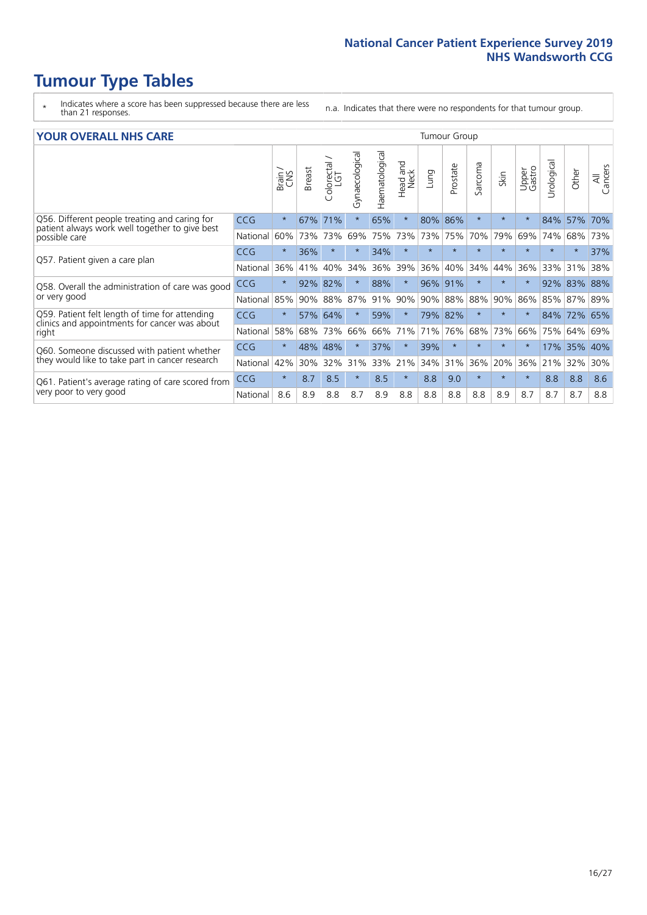# Tumour Type Tables

\* Indicates where a score has been suppressed because there are less than 21 responses.

n.a. Indicates that there were no respondents for that tumour group.

## YOUR OVERALL NHS CARE

| | | Brain / CNS | Breast | Colorectal / LGT | Gynaecological | Haematological | Head and Neck | Lung | Prostate | Sarcoma | Skin | Upper Gastro | Urological | Other | All Cancers |
|---|---|---|---|---|---|---|---|---|---|---|---|---|---|---|---|
| Q56. Different people treating and caring for patient always work well together to give best possible care | CCG | * | 67% | 71% | * | 65% | * | 80% | 86% | * | * | * | 84% | 57% | 70% |
| | National | 60% | 73% | 73% | 69% | 75% | 73% | 73% | 75% | 70% | 79% | 69% | 74% | 68% | 73% |
| Q57. Patient given a care plan | CCG | * | 36% | * | * | 34% | * | * | * | * | * | * | * | * | 37% |
| | National | 36% | 41% | 40% | 34% | 36% | 39% | 36% | 40% | 34% | 44% | 36% | 33% | 31% | 38% |
| Q58. Overall the administration of care was good or very good | CCG | * | 92% | 82% | * | 88% | * | 96% | 91% | * | * | * | 92% | 83% | 88% |
| | National | 85% | 90% | 88% | 87% | 91% | 90% | 90% | 88% | 88% | 90% | 86% | 85% | 87% | 89% |
| Q59. Patient felt length of time for attending clinics and appointments for cancer was about right | CCG | * | 57% | 64% | * | 59% | * | 79% | 82% | * | * | * | 84% | 72% | 65% |
| | National | 58% | 68% | 73% | 66% | 66% | 71% | 71% | 76% | 68% | 73% | 66% | 75% | 64% | 69% |
| Q60. Someone discussed with patient whether they would like to take part in cancer research | CCG | * | 48% | 48% | * | 37% | * | 39% | * | * | * | * | 17% | 35% | 40% |
| | National | 42% | 30% | 32% | 31% | 33% | 21% | 34% | 31% | 36% | 20% | 36% | 21% | 32% | 30% |
| Q61. Patient's average rating of care scored from very poor to very good | CCG | * | 8.7 | 8.5 | * | 8.5 | * | 8.8 | 9.0 | * | * | * | 8.8 | 8.8 | 8.6 |
| | National | 8.6 | 8.9 | 8.8 | 8.7 | 8.9 | 8.8 | 8.8 | 8.8 | 8.8 | 8.9 | 8.7 | 8.7 | 8.7 | 8.8 |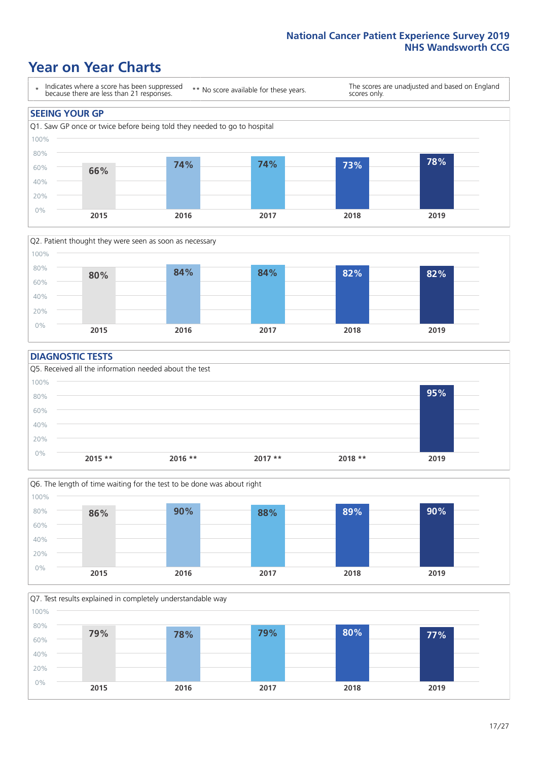# Year on Year Charts

\* Indicates where a score has been suppressed because there are less than 21 responses.

** No score available for these years.

The scores are unadjusted and based on England scores only.

## SEEING YOUR GP

Q1. Saw GP once or twice before being told they needed to go to hospital

| 2015 | 2016 | 2017 | 2018 | 2019 |
|---|---|---|---|---|
| 66% | 74% | 74% | 73% | 78% |

Q2. Patient thought they were seen as soon as necessary

| 2015 | 2016 | 2017 | 2018 | 2019 |
|---|---|---|---|---|
| 80% | 84% | 84% | 82% | 82% |

## DIAGNOSTIC TESTS

Q5. Received all the information needed about the test

| 2015 ** | 2016 ** | 2017 ** | 2018 ** | 2019 |
|---|---|---|---|---|
| | | | | 95% |

Q6. The length of time waiting for the test to be done was about right

| 2015 | 2016 | 2017 | 2018 | 2019 |
|---|---|---|---|---|
| 86% | 90% | 88% | 89% | 90% |

Q7. Test results explained in completely understandable way

| 2015 | 2016 | 2017 | 2018 | 2019 |
|---|---|---|---|---|
| 79% | 78% | 79% | 80% | 77% |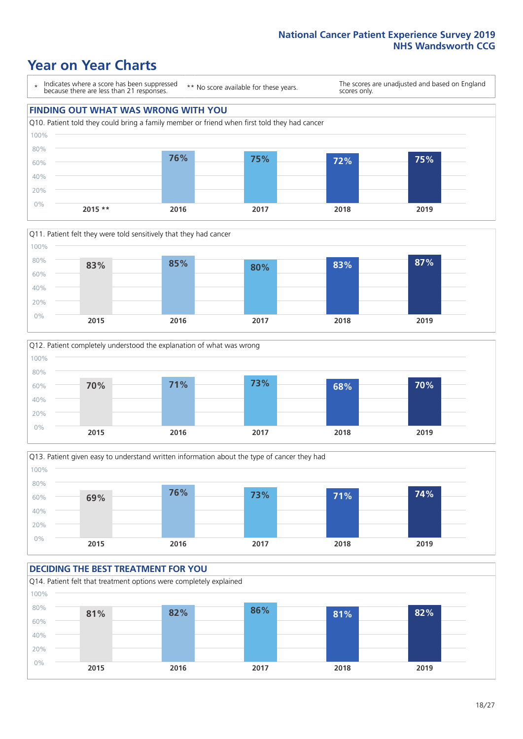# Year on Year Charts

\* Indicates where a score has been suppressed because there are less than 21 responses.

** No score available for these years.

The scores are unadjusted and based on England scores only.

## FINDING OUT WHAT WAS WRONG WITH YOU

Q10. Patient told they could bring a family member or friend when first told they had cancer

| 2015 ** | 2016 | 2017 | 2018 | 2019 |
|---|---|---|---|---|
| | 76% | 75% | 72% | 75% |

Q11. Patient felt they were told sensitively that they had cancer

| 2015 | 2016 | 2017 | 2018 | 2019 |
|---|---|---|---|---|
| 83% | 85% | 80% | 83% | 87% |

Q12. Patient completely understood the explanation of what was wrong

| 2015 | 2016 | 2017 | 2018 | 2019 |
|---|---|---|---|---|
| 70% | 71% | 73% | 68% | 70% |

Q13. Patient given easy to understand written information about the type of cancer they had

| 2015 | 2016 | 2017 | 2018 | 2019 |
|---|---|---|---|---|
| 69% | 76% | 73% | 71% | 74% |

## DECIDING THE BEST TREATMENT FOR YOU

Q14. Patient felt that treatment options were completely explained

| 2015 | 2016 | 2017 | 2018 | 2019 |
|---|---|---|---|---|
| 81% | 82% | 86% | 81% | 82% |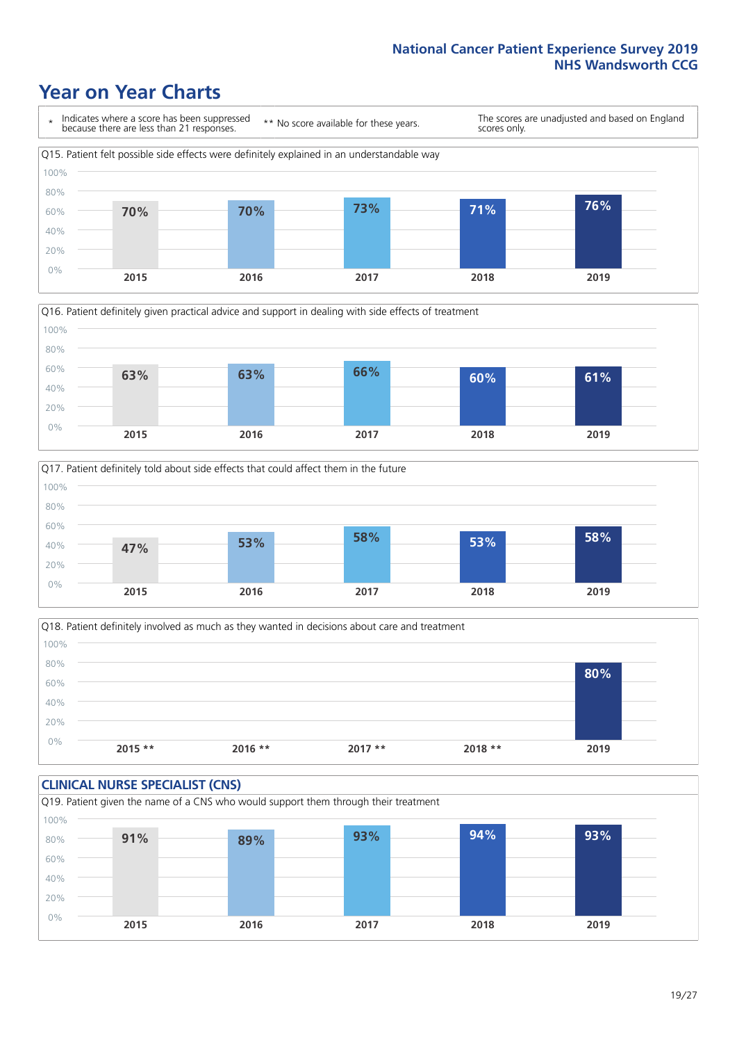# Year on Year Charts

\* Indicates where a score has been suppressed because there are less than 21 responses.

** No score available for these years.

The scores are unadjusted and based on England scores only.

Q15. Patient felt possible side effects were definitely explained in an understandable way

| 2015 | 2016 | 2017 | 2018 | 2019 |
|---|---|---|---|---|
| 70% | 70% | 73% | 71% | 76% |

Q16. Patient definitely given practical advice and support in dealing with side effects of treatment

| 2015 | 2016 | 2017 | 2018 | 2019 |
|---|---|---|---|---|
| 63% | 63% | 66% | 60% | 61% |

Q17. Patient definitely told about side effects that could affect them in the future

| 2015 | 2016 | 2017 | 2018 | 2019 |
|---|---|---|---|---|
| 47% | 53% | 58% | 53% | 58% |

Q18. Patient definitely involved as much as they wanted in decisions about care and treatment

| 2015 ** | 2016 ** | 2017 ** | 2018 ** | 2019 |
|---|---|---|---|---|
| | | | | 80% |

## CLINICAL NURSE SPECIALIST (CNS)

Q19. Patient given the name of a CNS who would support them through their treatment

| 2015 | 2016 | 2017 | 2018 | 2019 |
|---|---|---|---|---|
| 91% | 89% | 93% | 94% | 93% |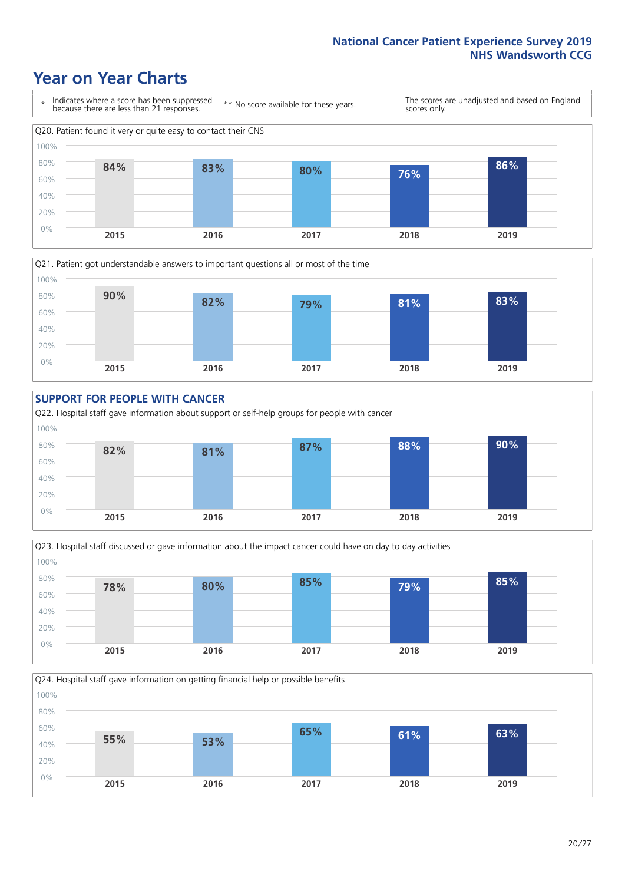# Year on Year Charts

\* Indicates where a score has been suppressed because there are less than 21 responses.

** No score available for these years.

The scores are unadjusted and based on England scores only.

Q20. Patient found it very or quite easy to contact their CNS

| 2015 | 2016 | 2017 | 2018 | 2019 |
|---|---|---|---|---|
| 84% | 83% | 80% | 76% | 86% |

Q21. Patient got understandable answers to important questions all or most of the time

| 2015 | 2016 | 2017 | 2018 | 2019 |
|---|---|---|---|---|
| 90% | 82% | 79% | 81% | 83% |

## SUPPORT FOR PEOPLE WITH CANCER

Q22. Hospital staff gave information about support or self-help groups for people with cancer

| 2015 | 2016 | 2017 | 2018 | 2019 |
|---|---|---|---|---|
| 82% | 81% | 87% | 88% | 90% |

Q23. Hospital staff discussed or gave information about the impact cancer could have on day to day activities

| 2015 | 2016 | 2017 | 2018 | 2019 |
|---|---|---|---|---|
| 78% | 80% | 85% | 79% | 85% |

Q24. Hospital staff gave information on getting financial help or possible benefits

| 2015 | 2016 | 2017 | 2018 | 2019 |
|---|---|---|---|---|
| 55% | 53% | 65% | 61% | 63% |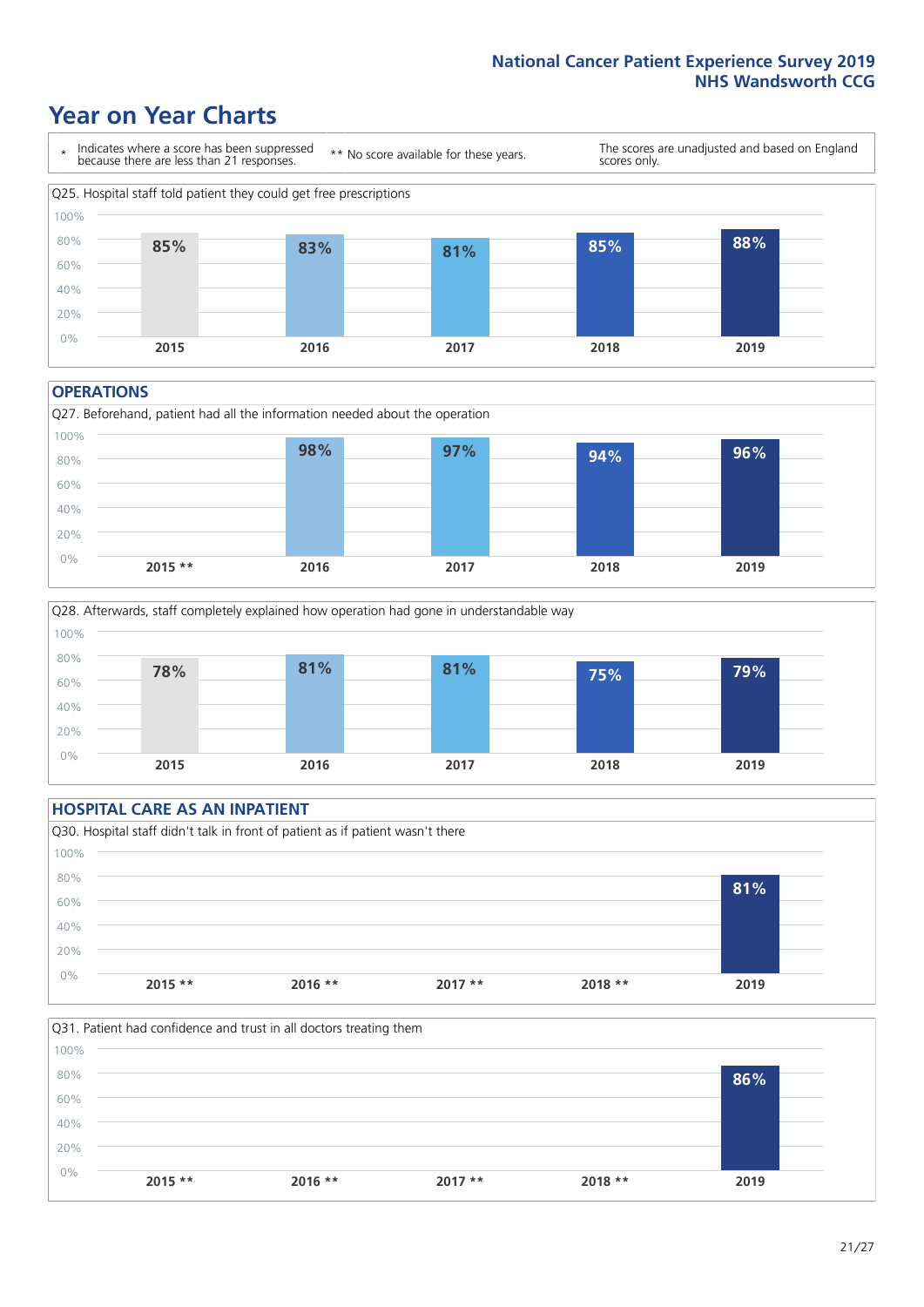## Year on Year Charts

\* Indicates where a score has been suppressed because there are less than 21 responses.

** No score available for these years.

The scores are unadjusted and based on England scores only.

Q25. Hospital staff told patient they could get free prescriptions

| 2015 | 2016 | 2017 | 2018 | 2019 |
|---|---|---|---|---|
| 85% | 83% | 81% | 85% | 88% |

### OPERATIONS

Q27. Beforehand, patient had all the information needed about the operation

| 2015 ** | 2016 | 2017 | 2018 | 2019 |
|---|---|---|---|---|
| | 98% | 97% | 94% | 96% |

Q28. Afterwards, staff completely explained how operation had gone in understandable way

| 2015 | 2016 | 2017 | 2018 | 2019 |
|---|---|---|---|---|
| 78% | 81% | 81% | 75% | 79% |

### HOSPITAL CARE AS AN INPATIENT

Q30. Hospital staff didn't talk in front of patient as if patient wasn't there

| 2015 ** | 2016 ** | 2017 ** | 2018 ** | 2019 |
|---|---|---|---|---|
| | | | | 81% |

Q31. Patient had confidence and trust in all doctors treating them

| 2015 ** | 2016 ** | 2017 ** | 2018 ** | 2019 |
|---|---|---|---|---|
| | | | | 86% |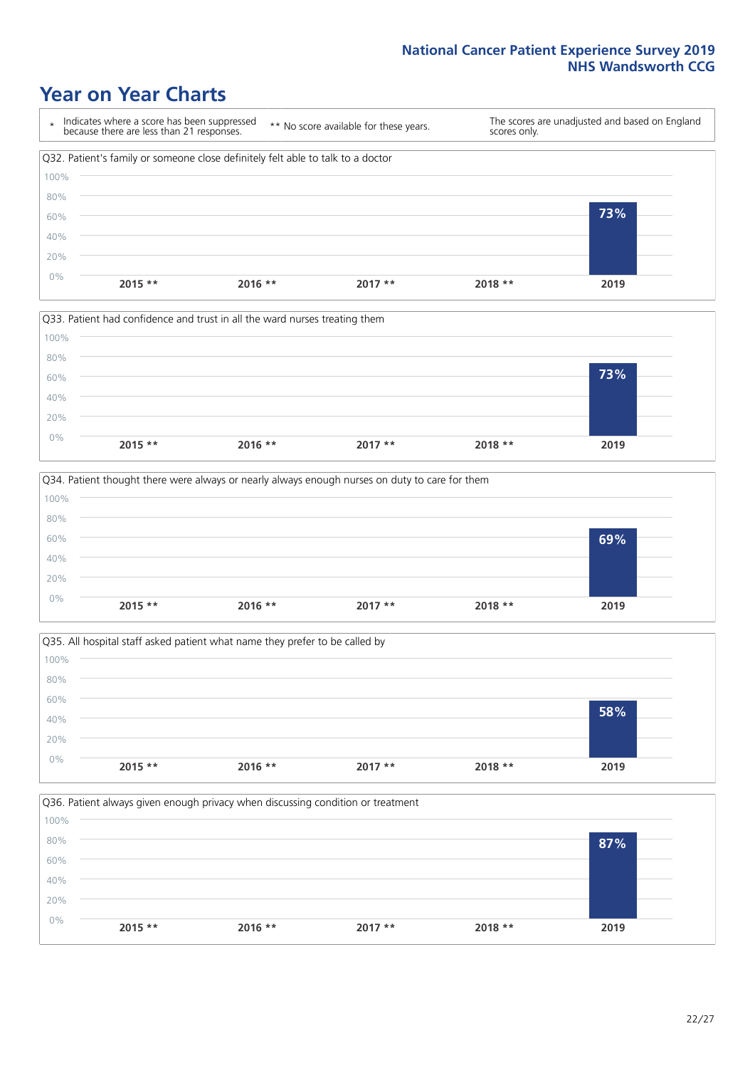# Year on Year Charts

\* Indicates where a score has been suppressed because there are less than 21 responses.

** No score available for these years.

The scores are unadjusted and based on England scores only.

Q32. Patient's family or someone close definitely felt able to talk to a doctor

| 2015 ** | 2016 ** | 2017 ** | 2018 ** | 2019 |
|---|---|---|---|---|
| | | | | 73% |

Q33. Patient had confidence and trust in all the ward nurses treating them

| 2015 ** | 2016 ** | 2017 ** | 2018 ** | 2019 |
|---|---|---|---|---|
| | | | | 73% |

Q34. Patient thought there were always or nearly always enough nurses on duty to care for them

| 2015 ** | 2016 ** | 2017 ** | 2018 ** | 2019 |
|---|---|---|---|---|
| | | | | 69% |

Q35. All hospital staff asked patient what name they prefer to be called by

| 2015 ** | 2016 ** | 2017 ** | 2018 ** | 2019 |
|---|---|---|---|---|
| | | | | 58% |

Q36. Patient always given enough privacy when discussing condition or treatment

| 2015 ** | 2016 ** | 2017 ** | 2018 ** | 2019 |
|---|---|---|---|---|
| | | | | 87% |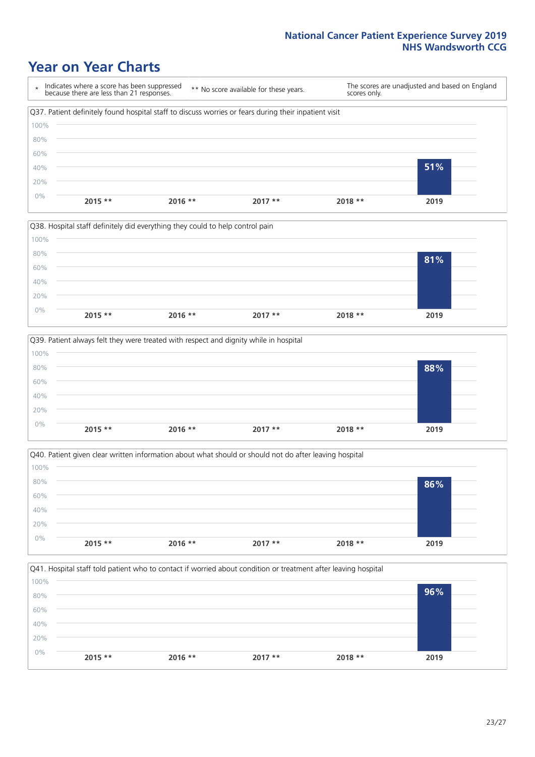# Year on Year Charts

\* Indicates where a score has been suppressed because there are less than 21 responses.

\*\* No score available for these years.

The scores are unadjusted and based on England scores only.

Q37. Patient definitely found hospital staff to discuss worries or fears during their inpatient visit

| 2015 ** | 2016 ** | 2017 ** | 2018 ** | 2019 |
|---|---|---|---|---|
| | | | | 51% |

Q38. Hospital staff definitely did everything they could to help control pain

| 2015 ** | 2016 ** | 2017 ** | 2018 ** | 2019 |
|---|---|---|---|---|
| | | | | 81% |

Q39. Patient always felt they were treated with respect and dignity while in hospital

| 2015 ** | 2016 ** | 2017 ** | 2018 ** | 2019 |
|---|---|---|---|---|
| | | | | 88% |

Q40. Patient given clear written information about what should or should not do after leaving hospital

| 2015 ** | 2016 ** | 2017 ** | 2018 ** | 2019 |
|---|---|---|---|---|
| | | | | 86% |

Q41. Hospital staff told patient who to contact if worried about condition or treatment after leaving hospital

| 2015 ** | 2016 ** | 2017 ** | 2018 ** | 2019 |
|---|---|---|---|---|
| | | | | 96% |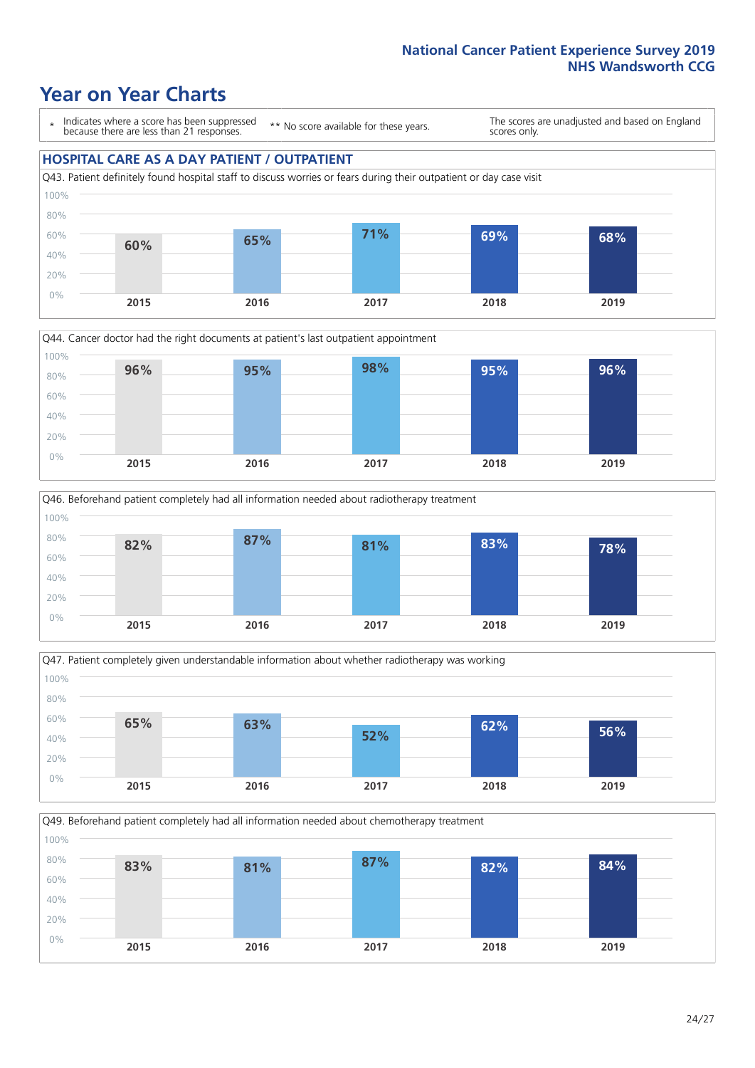# Year on Year Charts

\* Indicates where a score has been suppressed because there are less than 21 responses.

** No score available for these years.

The scores are unadjusted and based on England scores only.

## HOSPITAL CARE AS A DAY PATIENT / OUTPATIENT

Q43. Patient definitely found hospital staff to discuss worries or fears during their outpatient or day case visit

| 2015 | 2016 | 2017 | 2018 | 2019 |
|---|---|---|---|---|
| 60% | 65% | 71% | 69% | 68% |

Q44. Cancer doctor had the right documents at patient's last outpatient appointment

| 2015 | 2016 | 2017 | 2018 | 2019 |
|---|---|---|---|---|
| 96% | 95% | 98% | 95% | 96% |

Q46. Beforehand patient completely had all information needed about radiotherapy treatment

| 2015 | 2016 | 2017 | 2018 | 2019 |
|---|---|---|---|---|
| 82% | 87% | 81% | 83% | 78% |

Q47. Patient completely given understandable information about whether radiotherapy was working

| 2015 | 2016 | 2017 | 2018 | 2019 |
|---|---|---|---|---|
| 65% | 63% | 52% | 62% | 56% |

Q49. Beforehand patient completely had all information needed about chemotherapy treatment

| 2015 | 2016 | 2017 | 2018 | 2019 |
|---|---|---|---|---|
| 83% | 81% | 87% | 82% | 84% |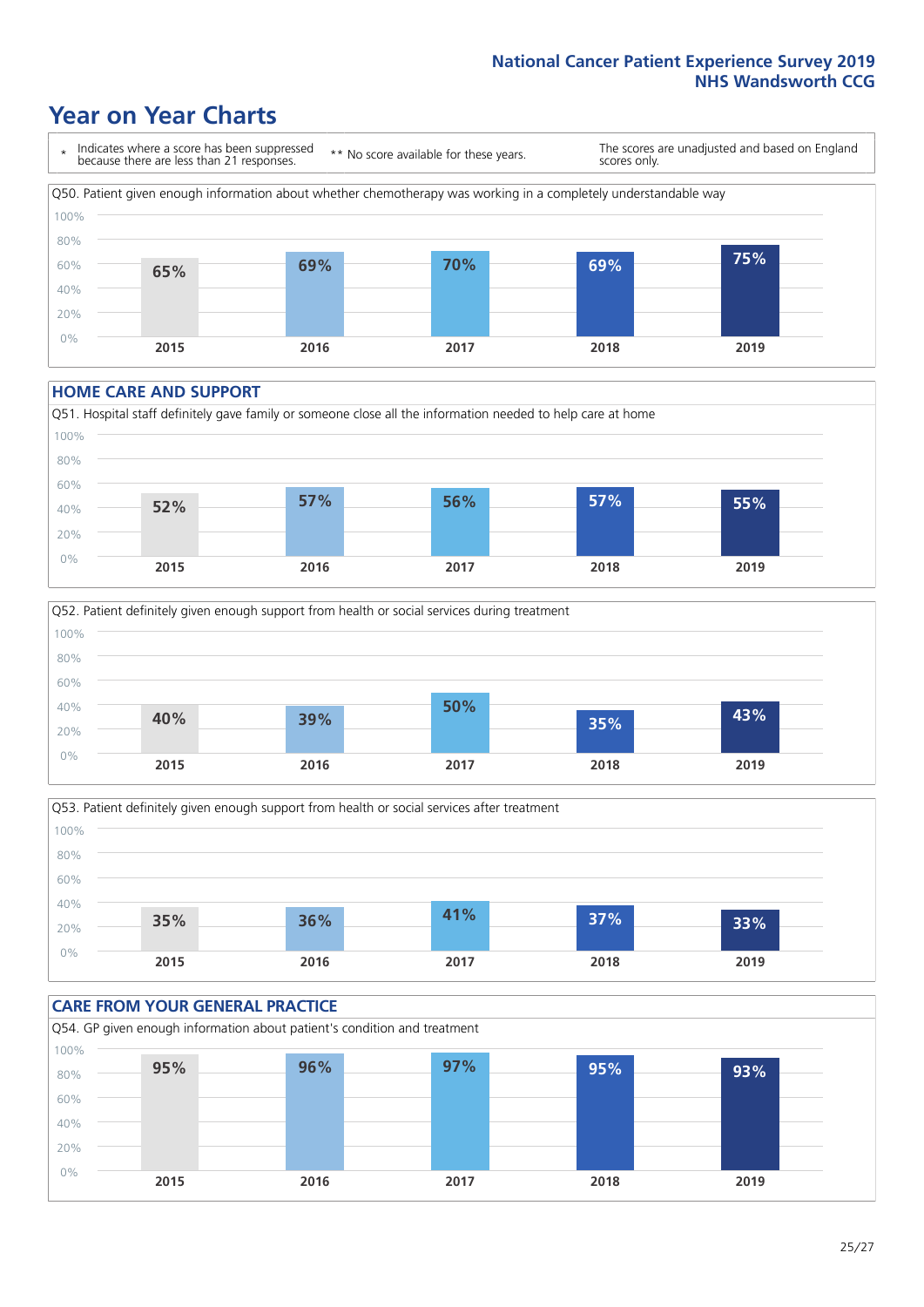National Cancer Patient Experience Survey 2019
NHS Wandsworth CCG

# Year on Year Charts

\* Indicates where a score has been suppressed because there are less than 21 responses.

** No score available for these years.

The scores are unadjusted and based on England scores only.

Q50. Patient given enough information about whether chemotherapy was working in a completely understandable way

| 2015 | 2016 | 2017 | 2018 | 2019 |
|---|---|---|---|---|
| 65% | 69% | 70% | 69% | 75% |

## HOME CARE AND SUPPORT

Q51. Hospital staff definitely gave family or someone close all the information needed to help care at home

| 2015 | 2016 | 2017 | 2018 | 2019 |
|---|---|---|---|---|
| 52% | 57% | 56% | 57% | 55% |

Q52. Patient definitely given enough support from health or social services during treatment

| 2015 | 2016 | 2017 | 2018 | 2019 |
|---|---|---|---|---|
| 40% | 39% | 50% | 35% | 43% |

Q53. Patient definitely given enough support from health or social services after treatment

| 2015 | 2016 | 2017 | 2018 | 2019 |
|---|---|---|---|---|
| 35% | 36% | 41% | 37% | 33% |

## CARE FROM YOUR GENERAL PRACTICE

Q54. GP given enough information about patient's condition and treatment

| 2015 | 2016 | 2017 | 2018 | 2019 |
|---|---|---|---|---|
| 95% | 96% | 97% | 95% | 93% |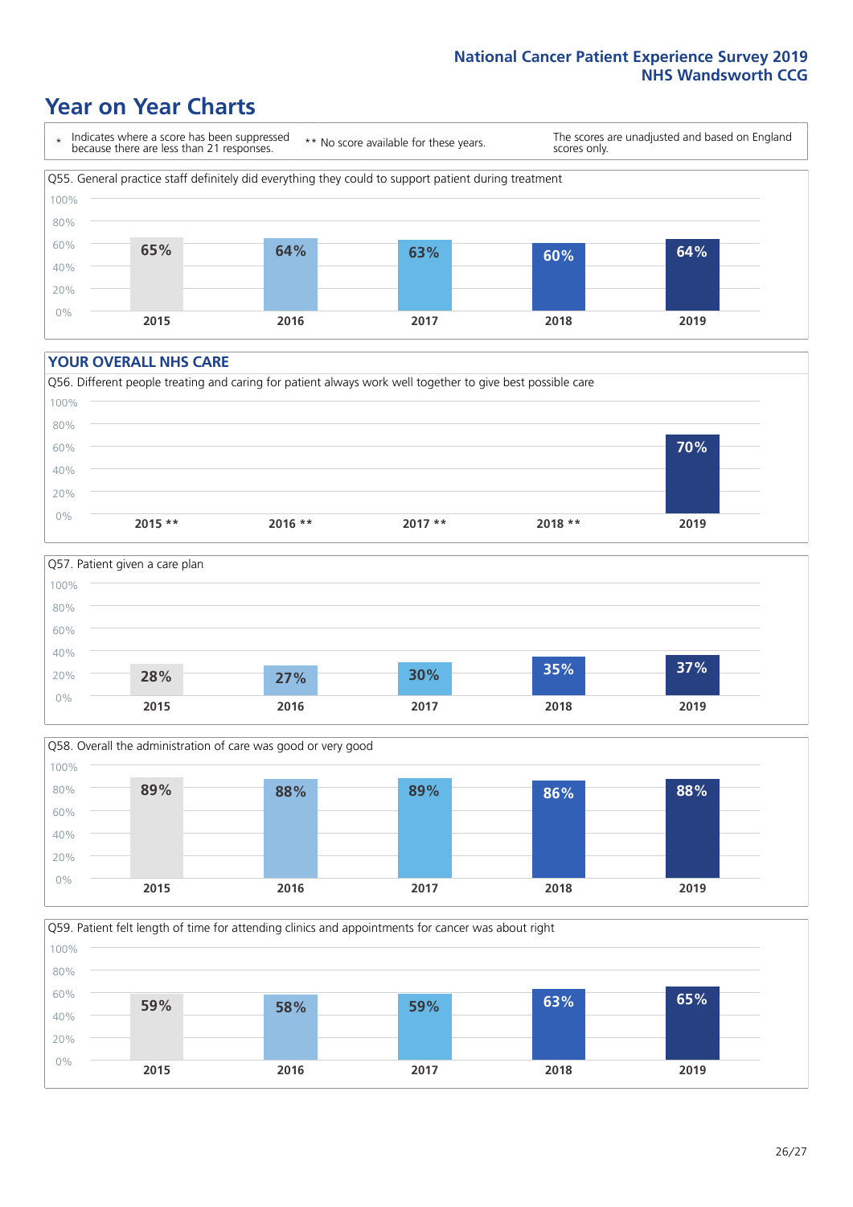# Year on Year Charts

\* Indicates where a score has been suppressed because there are less than 21 responses.

\*\* No score available for these years.

The scores are unadjusted and based on England scores only.

Q55. General practice staff definitely did everything they could to support patient during treatment

| 2015 | 2016 | 2017 | 2018 | 2019 |
|---|---|---|---|---|
| 65% | 64% | 63% | 60% | 64% |

## YOUR OVERALL NHS CARE

Q56. Different people treating and caring for patient always work well together to give best possible care

| 2015 ** | 2016 ** | 2017 ** | 2018 ** | 2019 |
|---|---|---|---|---|
| | | | | 70% |

Q57. Patient given a care plan

| 2015 | 2016 | 2017 | 2018 | 2019 |
|---|---|---|---|---|
| 28% | 27% | 30% | 35% | 37% |

Q58. Overall the administration of care was good or very good

| 2015 | 2016 | 2017 | 2018 | 2019 |
|---|---|---|---|---|
| 89% | 88% | 89% | 86% | 88% |

Q59. Patient felt length of time for attending clinics and appointments for cancer was about right

| 2015 | 2016 | 2017 | 2018 | 2019 |
|---|---|---|---|---|
| 59% | 58% | 59% | 63% | 65% |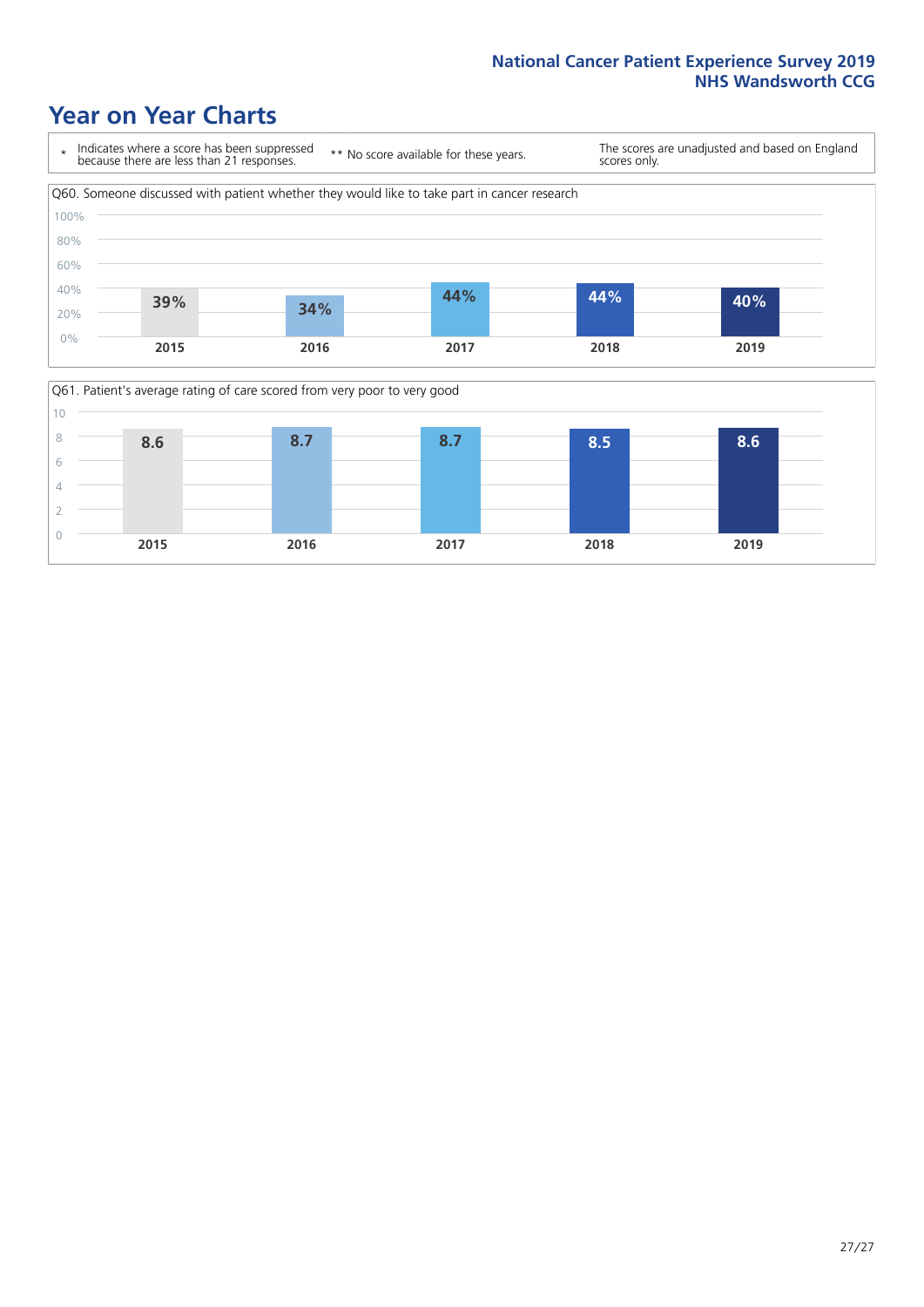# Year on Year Charts

\* Indicates where a score has been suppressed because there are less than 21 responses.

** No score available for these years.

The scores are unadjusted and based on England scores only.

Q60. Someone discussed with patient whether they would like to take part in cancer research

100%
80%
60%
40%
20%
0%

39% 2015
34% 2016
44% 2017
44% 2018
40% 2019

Q61. Patient's average rating of care scored from very poor to very good

10
8
6
4
2
0

8.6 2015
8.7 2016
8.7 2017
8.5 2018
8.6 2019